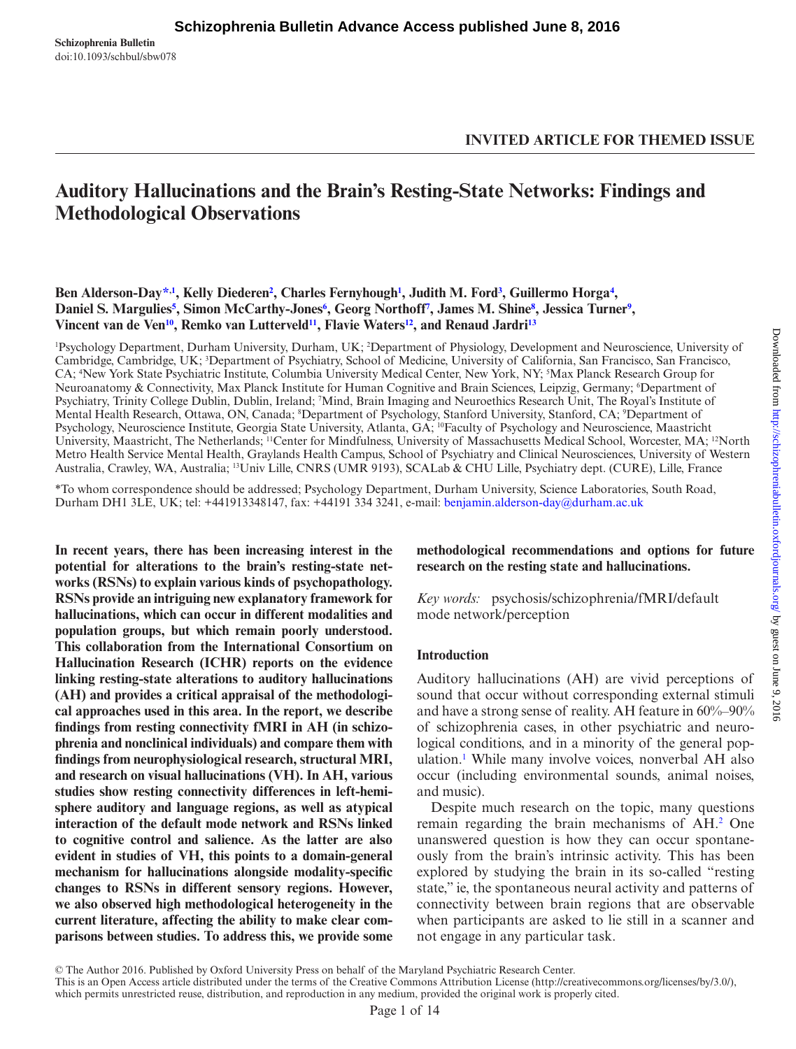Schizophrenia Bulletin Advance Access published June 8, 2016

Schizophrenia Bulletin
doi:10.1093/schbul/sbw078

INVITED ARTICLE FOR THEMED ISSUE

# Auditory Hallucinations and the Brain's Resting-State Networks: Findings and Methodological Observations

**Ben Alderson-Day\*,[1], Kelly Diederen[2], Charles Fernyhough[1], Judith M. Ford[3], Guillermo Horga[4], Daniel S. Margulies[5], Simon McCarthy-Jones[6], Georg Northoff[7], James M. Shine[8], Jessica Turner[9], Vincent van de Ven[10], Remko van Lutterveld[11], Flavie Waters[12], and Renaud Jardri[13]**

[1]Psychology Department, Durham University, Durham, UK; [2]Department of Physiology, Development and Neuroscience, University of Cambridge, Cambridge, UK; [3]Department of Psychiatry, School of Medicine, University of California, San Francisco, San Francisco, CA; [4]New York State Psychiatric Institute, Columbia University Medical Center, New York, NY; [5]Max Planck Research Group for Neuroanatomy & Connectivity, Max Planck Institute for Human Cognitive and Brain Sciences, Leipzig, Germany; [6]Department of Psychiatry, Trinity College Dublin, Dublin, Ireland; [7]Mind, Brain Imaging and Neuroethics Research Unit, The Royal's Institute of Mental Health Research, Ottawa, ON, Canada; [8]Department of Psychology, Stanford University, Stanford, CA; [9]Department of Psychology, Neuroscience Institute, Georgia State University, Atlanta, GA; [10]Faculty of Psychology and Neuroscience, Maastricht University, Maastricht, The Netherlands; [11]Center for Mindfulness, University of Massachusetts Medical School, Worcester, MA; [12]North Metro Health Service Mental Health, Graylands Health Campus, School of Psychiatry and Clinical Neurosciences, University of Western Australia, Crawley, WA, Australia; [13]Univ Lille, CNRS (UMR 9193), SCALab & CHU Lille, Psychiatry dept. (CURE), Lille, France

\*To whom correspondence should be addressed; Psychology Department, Durham University, Science Laboratories, South Road, Durham DH1 3LE, UK; tel: +441913348147, fax: +44191 334 3241, e-mail: benjamin.alderson-day@durham.ac.uk

**In recent years, there has been increasing interest in the potential for alterations to the brain's resting-state networks (RSNs) to explain various kinds of psychopathology. RSNs provide an intriguing new explanatory framework for hallucinations, which can occur in different modalities and population groups, but which remain poorly understood. This collaboration from the International Consortium on Hallucination Research (ICHR) reports on the evidence linking resting-state alterations to auditory hallucinations (AH) and provides a critical appraisal of the methodological approaches used in this area. In the report, we describe findings from resting connectivity fMRI in AH (in schizophrenia and nonclinical individuals) and compare them with findings from neurophysiological research, structural MRI, and research on visual hallucinations (VH). In AH, various studies show resting connectivity differences in left-hemisphere auditory and language regions, as well as atypical interaction of the default mode network and RSNs linked to cognitive control and salience. As the latter are also evident in studies of VH, this points to a domain-general mechanism for hallucinations alongside modality-specific changes to RSNs in different sensory regions. However, we also observed high methodological heterogeneity in the current literature, affecting the ability to make clear comparisons between studies. To address this, we provide some methodological recommendations and options for future research on the resting state and hallucinations.**

*Key words:* psychosis/schizophrenia/fMRI/default mode network/perception

## Introduction

Auditory hallucinations (AH) are vivid perceptions of sound that occur without corresponding external stimuli and have a strong sense of reality. AH feature in 60%–90% of schizophrenia cases, in other psychiatric and neurological conditions, and in a minority of the general population.[1] While many involve voices, nonverbal AH also occur (including environmental sounds, animal noises, and music).

Despite much research on the topic, many questions remain regarding the brain mechanisms of AH.[2] One unanswered question is how they can occur spontaneously from the brain's intrinsic activity. This has been explored by studying the brain in its so-called "resting state," ie, the spontaneous neural activity and patterns of connectivity between brain regions that are observable when participants are asked to lie still in a scanner and not engage in any particular task.

© The Author 2016. Published by Oxford University Press on behalf of the Maryland Psychiatric Research Center.
This is an Open Access article distributed under the terms of the Creative Commons Attribution License (http://creativecommons.org/licenses/by/3.0/), which permits unrestricted reuse, distribution, and reproduction in any medium, provided the original work is properly cited.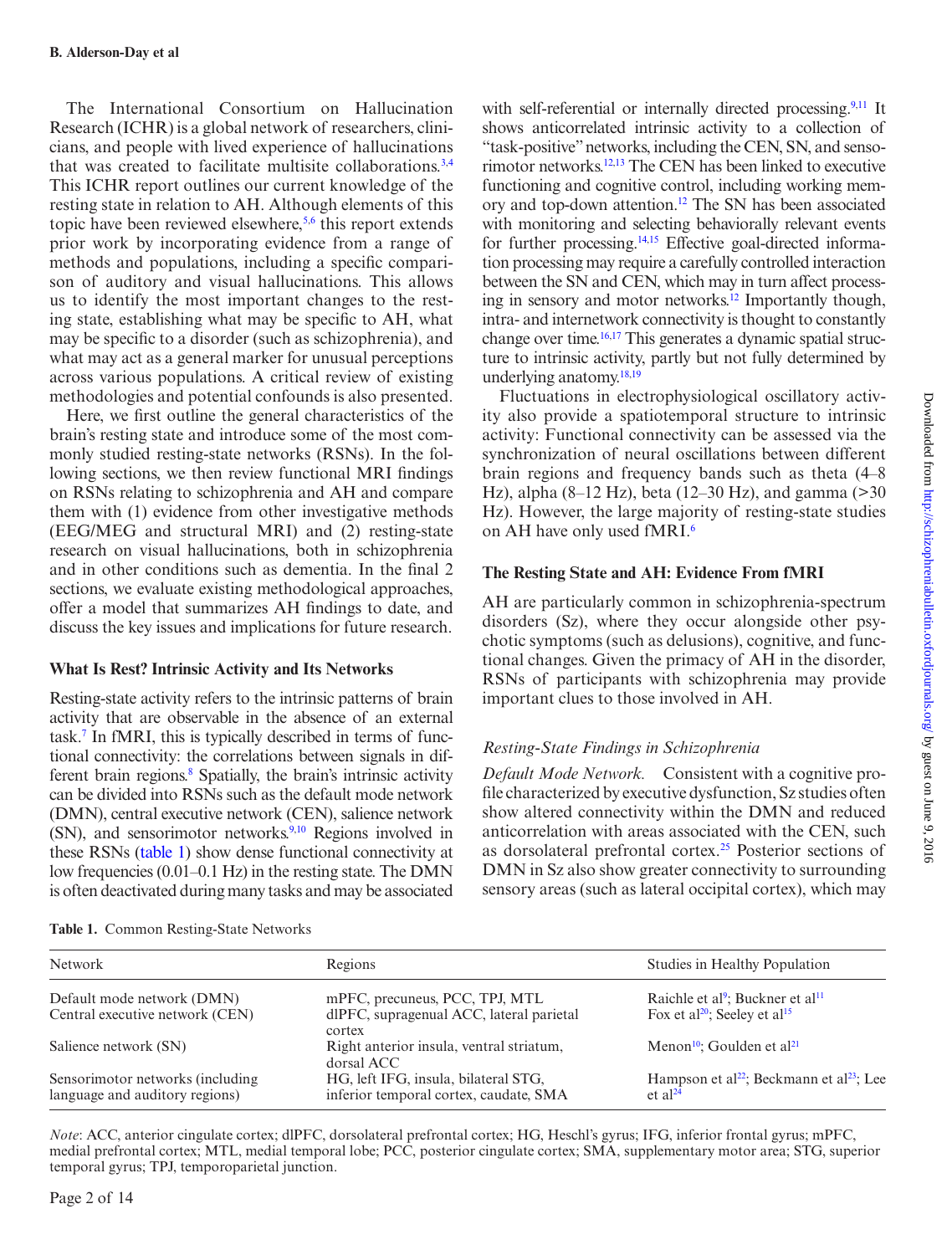The International Consortium on Hallucination Research (ICHR) is a global network of researchers, clinicians, and people with lived experience of hallucinations that was created to facilitate multisite collaborations.[3,4] This ICHR report outlines our current knowledge of the resting state in relation to AH. Although elements of this topic have been reviewed elsewhere,[5,6] this report extends prior work by incorporating evidence from a range of methods and populations, including a specific comparison of auditory and visual hallucinations. This allows us to identify the most important changes to the resting state, establishing what may be specific to AH, what may be specific to a disorder (such as schizophrenia), and what may act as a general marker for unusual perceptions across various populations. A critical review of existing methodologies and potential confounds is also presented.

Here, we first outline the general characteristics of the brain's resting state and introduce some of the most commonly studied resting-state networks (RSNs). In the following sections, we then review functional MRI findings on RSNs relating to schizophrenia and AH and compare them with (1) evidence from other investigative methods (EEG/MEG and structural MRI) and (2) resting-state research on visual hallucinations, both in schizophrenia and in other conditions such as dementia. In the final 2 sections, we evaluate existing methodological approaches, offer a model that summarizes AH findings to date, and discuss the key issues and implications for future research.

## What Is Rest? Intrinsic Activity and Its Networks

Resting-state activity refers to the intrinsic patterns of brain activity that are observable in the absence of an external task.[7] In fMRI, this is typically described in terms of functional connectivity: the correlations between signals in different brain regions.[8] Spatially, the brain's intrinsic activity can be divided into RSNs such as the default mode network (DMN), central executive network (CEN), salience network (SN), and sensorimotor networks.[9,10] Regions involved in these RSNs (table 1) show dense functional connectivity at low frequencies (0.01–0.1 Hz) in the resting state. The DMN is often deactivated during many tasks and may be associated with self-referential or internally directed processing.[9,11] It shows anticorrelated intrinsic activity to a collection of "task-positive" networks, including the CEN, SN, and sensorimotor networks.[12,13] The CEN has been linked to executive functioning and cognitive control, including working memory and top-down attention.[12] The SN has been associated with monitoring and selecting behaviorally relevant events for further processing.[14,15] Effective goal-directed information processing may require a carefully controlled interaction between the SN and CEN, which may in turn affect processing in sensory and motor networks.[12] Importantly though, intra- and internetwork connectivity is thought to constantly change over time.[16,17] This generates a dynamic spatial structure to intrinsic activity, partly but not fully determined by underlying anatomy.[18,19]

Fluctuations in electrophysiological oscillatory activity also provide a spatiotemporal structure to intrinsic activity: Functional connectivity can be assessed via the synchronization of neural oscillations between different brain regions and frequency bands such as theta (4–8 Hz), alpha (8–12 Hz), beta (12–30 Hz), and gamma (>30 Hz). However, the large majority of resting-state studies on AH have only used fMRI.[6]

**Table 1.** Common Resting-State Networks

| Network | Regions | Studies in Healthy Population |
| --- | --- | --- |
| Default mode network (DMN) | mPFC, precuneus, PCC, TPJ, MTL | Raichle et al[9]; Buckner et al[11] |
| Central executive network (CEN) | dlPFC, supragenual ACC, lateral parietal cortex | Fox et al[20]; Seeley et al[15] |
| Salience network (SN) | Right anterior insula, ventral striatum, dorsal ACC | Menon[10]; Goulden et al[21] |
| Sensorimotor networks (including language and auditory regions) | HG, left IFG, insula, bilateral STG, inferior temporal cortex, caudate, SMA | Hampson et al[22]; Beckmann et al[23]; Lee et al[24] |

*Note*: ACC, anterior cingulate cortex; dlPFC, dorsolateral prefrontal cortex; HG, Heschl's gyrus; IFG, inferior frontal gyrus; mPFC, medial prefrontal cortex; MTL, medial temporal lobe; PCC, posterior cingulate cortex; SMA, supplementary motor area; STG, superior temporal gyrus; TPJ, temporoparietal junction.

## The Resting State and AH: Evidence From fMRI

AH are particularly common in schizophrenia-spectrum disorders (Sz), where they occur alongside other psychotic symptoms (such as delusions), cognitive, and functional changes. Given the primacy of AH in the disorder, RSNs of participants with schizophrenia may provide important clues to those involved in AH.

### *Resting-State Findings in Schizophrenia*

*Default Mode Network.* Consistent with a cognitive profile characterized by executive dysfunction, Sz studies often show altered connectivity within the DMN and reduced anticorrelation with areas associated with the CEN, such as dorsolateral prefrontal cortex.[25] Posterior sections of DMN in Sz also show greater connectivity to surrounding sensory areas (such as lateral occipital cortex), which may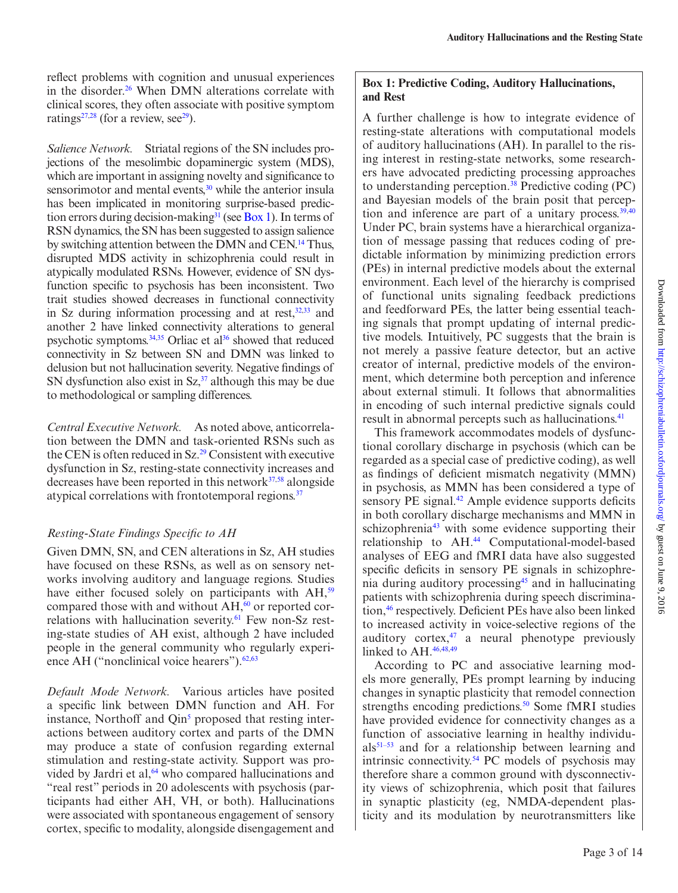reflect problems with cognition and unusual experiences in the disorder.[26] When DMN alterations correlate with clinical scores, they often associate with positive symptom ratings[27,28] (for a review, see[29]).

*Salience Network.* Striatal regions of the SN includes projections of the mesolimbic dopaminergic system (MDS), which are important in assigning novelty and significance to sensorimotor and mental events,[30] while the anterior insula has been implicated in monitoring surprise-based prediction errors during decision-making[31] (see Box 1). In terms of RSN dynamics, the SN has been suggested to assign salience by switching attention between the DMN and CEN.[14] Thus, disrupted MDS activity in schizophrenia could result in atypically modulated RSNs. However, evidence of SN dysfunction specific to psychosis has been inconsistent. Two trait studies showed decreases in functional connectivity in Sz during information processing and at rest,[32,33] and another 2 have linked connectivity alterations to general psychotic symptoms.[34,35] Orliac et al[36] showed that reduced connectivity in Sz between SN and DMN was linked to delusion but not hallucination severity. Negative findings of SN dysfunction also exist in Sz,[37] although this may be due to methodological or sampling differences.

*Central Executive Network.* As noted above, anticorrelation between the DMN and task-oriented RSNs such as the CEN is often reduced in Sz.[29] Consistent with executive dysfunction in Sz, resting-state connectivity increases and decreases have been reported in this network[37,58] alongside atypical correlations with frontotemporal regions.[37]

### Resting-State Findings Specific to AH

Given DMN, SN, and CEN alterations in Sz, AH studies have focused on these RSNs, as well as on sensory networks involving auditory and language regions. Studies have either focused solely on participants with AH,[59] compared those with and without AH,[60] or reported correlations with hallucination severity.[61] Few non-Sz resting-state studies of AH exist, although 2 have included people in the general community who regularly experience AH ("nonclinical voice hearers").[62,63]

*Default Mode Network.* Various articles have posited a specific link between DMN function and AH. For instance, Northoff and Qin[5] proposed that resting interactions between auditory cortex and parts of the DMN may produce a state of confusion regarding external stimulation and resting-state activity. Support was provided by Jardri et al,[64] who compared hallucinations and "real rest" periods in 20 adolescents with psychosis (participants had either AH, VH, or both). Hallucinations were associated with spontaneous engagement of sensory cortex, specific to modality, alongside disengagement and

**Box 1: Predictive Coding, Auditory Hallucinations, and Rest**

A further challenge is how to integrate evidence of resting-state alterations with computational models of auditory hallucinations (AH). In parallel to the rising interest in resting-state networks, some researchers have advocated predicting processing approaches to understanding perception.[38] Predictive coding (PC) and Bayesian models of the brain posit that perception and inference are part of a unitary process.[39,40] Under PC, brain systems have a hierarchical organization of message passing that reduces coding of predictable information by minimizing prediction errors (PEs) in internal predictive models about the external environment. Each level of the hierarchy is comprised of functional units signaling feedback predictions and feedforward PEs, the latter being essential teaching signals that prompt updating of internal predictive models. Intuitively, PC suggests that the brain is not merely a passive feature detector, but an active creator of internal, predictive models of the environment, which determine both perception and inference about external stimuli. It follows that abnormalities in encoding of such internal predictive signals could result in abnormal percepts such as hallucinations.[41]

This framework accommodates models of dysfunctional corollary discharge in psychosis (which can be regarded as a special case of predictive coding), as well as findings of deficient mismatch negativity (MMN) in psychosis, as MMN has been considered a type of sensory PE signal.[42] Ample evidence supports deficits in both corollary discharge mechanisms and MMN in schizophrenia[43] with some evidence supporting their relationship to AH.[44] Computational-model-based analyses of EEG and fMRI data have also suggested specific deficits in sensory PE signals in schizophrenia during auditory processing[45] and in hallucinating patients with schizophrenia during speech discrimination,[46] respectively. Deficient PEs have also been linked to increased activity in voice-selective regions of the auditory cortex,[47] a neural phenotype previously linked to AH.[46,48,49]

According to PC and associative learning models more generally, PEs prompt learning by inducing changes in synaptic plasticity that remodel connection strengths encoding predictions.[50] Some fMRI studies have provided evidence for connectivity changes as a function of associative learning in healthy individuals[51–53] and for a relationship between learning and intrinsic connectivity.[54] PC models of psychosis may therefore share a common ground with dysconnectivity views of schizophrenia, which posit that failures in synaptic plasticity (eg, NMDA-dependent plasticity and its modulation by neurotransmitters like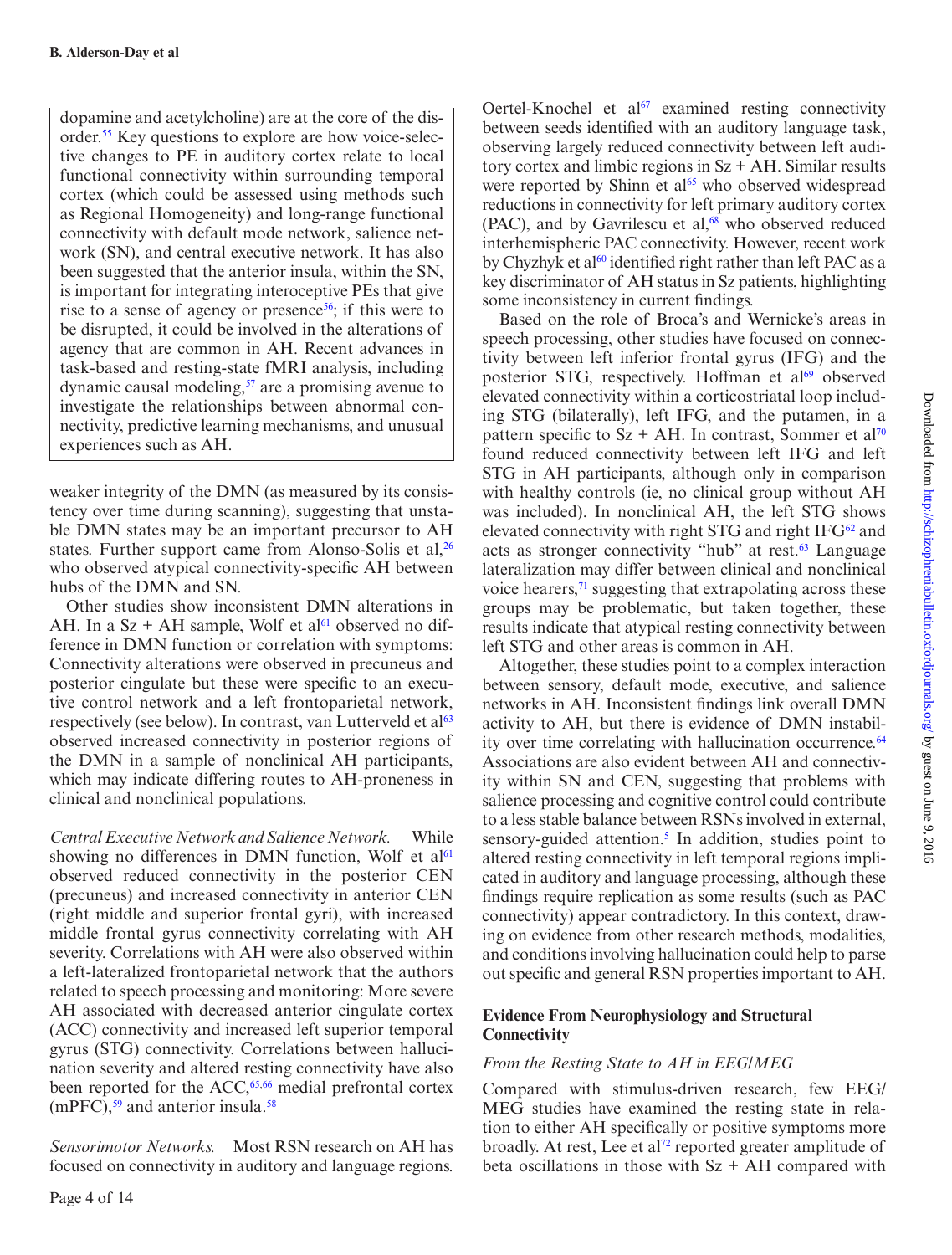dopamine and acetylcholine) are at the core of the disorder.[55] Key questions to explore are how voice-selective changes to PE in auditory cortex relate to local functional connectivity within surrounding temporal cortex (which could be assessed using methods such as Regional Homogeneity) and long-range functional connectivity with default mode network, salience network (SN), and central executive network. It has also been suggested that the anterior insula, within the SN, is important for integrating interoceptive PEs that give rise to a sense of agency or presence[56]; if this were to be disrupted, it could be involved in the alterations of agency that are common in AH. Recent advances in task-based and resting-state fMRI analysis, including dynamic causal modeling,[57] are a promising avenue to investigate the relationships between abnormal connectivity, predictive learning mechanisms, and unusual experiences such as AH.

weaker integrity of the DMN (as measured by its consistency over time during scanning), suggesting that unstable DMN states may be an important precursor to AH states. Further support came from Alonso-Solis et al,[26] who observed atypical connectivity-specific AH between hubs of the DMN and SN.

Other studies show inconsistent DMN alterations in AH. In a Sz + AH sample, Wolf et al[61] observed no difference in DMN function or correlation with symptoms: Connectivity alterations were observed in precuneus and posterior cingulate but these were specific to an executive control network and a left frontoparietal network, respectively (see below). In contrast, van Lutterveld et al[63] observed increased connectivity in posterior regions of the DMN in a sample of nonclinical AH participants, which may indicate differing routes to AH-proneness in clinical and nonclinical populations.

*Central Executive Network and Salience Network.* While showing no differences in DMN function, Wolf et al[61] observed reduced connectivity in the posterior CEN (precuneus) and increased connectivity in anterior CEN (right middle and superior frontal gyri), with increased middle frontal gyrus connectivity correlating with AH severity. Correlations with AH were also observed within a left-lateralized frontoparietal network that the authors related to speech processing and monitoring: More severe AH associated with decreased anterior cingulate cortex (ACC) connectivity and increased left superior temporal gyrus (STG) connectivity. Correlations between hallucination severity and altered resting connectivity have also been reported for the ACC,[65,66] medial prefrontal cortex (mPFC),[59] and anterior insula.[58]

*Sensorimotor Networks.* Most RSN research on AH has focused on connectivity in auditory and language regions. Oertel-Knochel et al[67] examined resting connectivity between seeds identified with an auditory language task, observing largely reduced connectivity between left auditory cortex and limbic regions in Sz + AH. Similar results were reported by Shinn et al[65] who observed widespread reductions in connectivity for left primary auditory cortex (PAC), and by Gavrilescu et al,[68] who observed reduced interhemispheric PAC connectivity. However, recent work by Chyzhyk et al[60] identified right rather than left PAC as a key discriminator of AH status in Sz patients, highlighting some inconsistency in current findings.

Based on the role of Broca's and Wernicke's areas in speech processing, other studies have focused on connectivity between left inferior frontal gyrus (IFG) and the posterior STG, respectively. Hoffman et al[69] observed elevated connectivity within a corticostriatal loop including STG (bilaterally), left IFG, and the putamen, in a pattern specific to Sz + AH. In contrast, Sommer et al[70] found reduced connectivity between left IFG and left STG in AH participants, although only in comparison with healthy controls (ie, no clinical group without AH was included). In nonclinical AH, the left STG shows elevated connectivity with right STG and right IFG[62] and acts as stronger connectivity "hub" at rest.[63] Language lateralization may differ between clinical and nonclinical voice hearers,[71] suggesting that extrapolating across these groups may be problematic, but taken together, these results indicate that atypical resting connectivity between left STG and other areas is common in AH.

Altogether, these studies point to a complex interaction between sensory, default mode, executive, and salience networks in AH. Inconsistent findings link overall DMN activity to AH, but there is evidence of DMN instability over time correlating with hallucination occurrence.[64] Associations are also evident between AH and connectivity within SN and CEN, suggesting that problems with salience processing and cognitive control could contribute to a less stable balance between RSNs involved in external, sensory-guided attention.[5] In addition, studies point to altered resting connectivity in left temporal regions implicated in auditory and language processing, although these findings require replication as some results (such as PAC connectivity) appear contradictory. In this context, drawing on evidence from other research methods, modalities, and conditions involving hallucination could help to parse out specific and general RSN properties important to AH.

## Evidence From Neurophysiology and Structural Connectivity

### *From the Resting State to AH in EEG/MEG*

Compared with stimulus-driven research, few EEG/MEG studies have examined the resting state in relation to either AH specifically or positive symptoms more broadly. At rest, Lee et al[72] reported greater amplitude of beta oscillations in those with Sz + AH compared with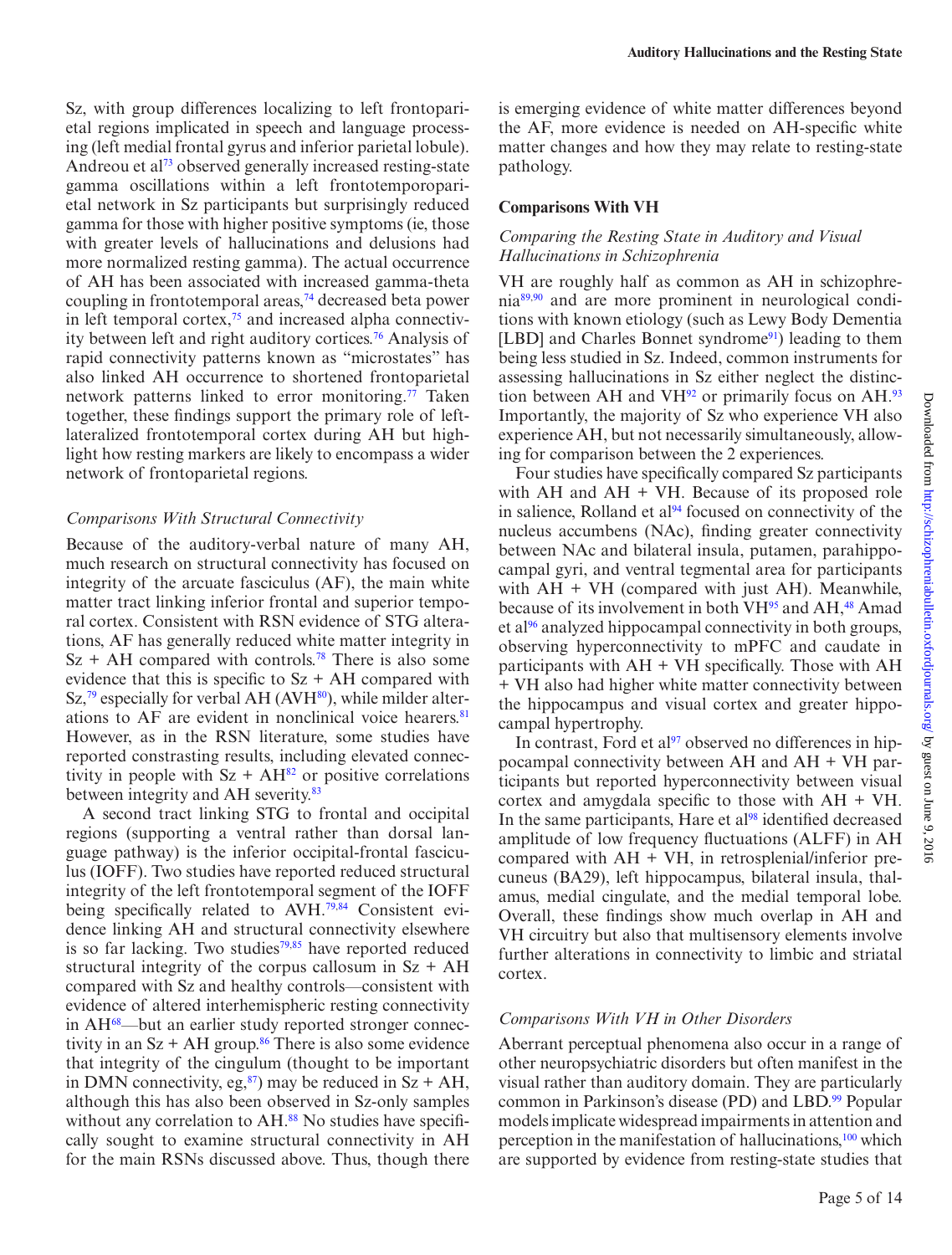Sz, with group differences localizing to left frontoparietal regions implicated in speech and language processing (left medial frontal gyrus and inferior parietal lobule). Andreou et al[73] observed generally increased resting-state gamma oscillations within a left frontotemporoparietal network in Sz participants but surprisingly reduced gamma for those with higher positive symptoms (ie, those with greater levels of hallucinations and delusions had more normalized resting gamma). The actual occurrence of AH has been associated with increased gamma-theta coupling in frontotemporal areas,[74] decreased beta power in left temporal cortex,[75] and increased alpha connectivity between left and right auditory cortices.[76] Analysis of rapid connectivity patterns known as "microstates" has also linked AH occurrence to shortened frontoparietal network patterns linked to error monitoring.[77] Taken together, these findings support the primary role of left-lateralized frontotemporal cortex during AH but highlight how resting markers are likely to encompass a wider network of frontoparietal regions.

### *Comparisons With Structural Connectivity*

Because of the auditory-verbal nature of many AH, much research on structural connectivity has focused on integrity of the arcuate fasciculus (AF), the main white matter tract linking inferior frontal and superior temporal cortex. Consistent with RSN evidence of STG alterations, AF has generally reduced white matter integrity in Sz + AH compared with controls.[78] There is also some evidence that this is specific to Sz + AH compared with Sz,[79] especially for verbal AH (AVH[80]), while milder alterations to AF are evident in nonclinical voice hearers.[81] However, as in the RSN literature, some studies have reported constrasting results, including elevated connectivity in people with Sz + AH[82] or positive correlations between integrity and AH severity.[83]

A second tract linking STG to frontal and occipital regions (supporting a ventral rather than dorsal language pathway) is the inferior occipital-frontal fasciculus (IOFF). Two studies have reported reduced structural integrity of the left frontotemporal segment of the IOFF being specifically related to AVH.[79,84] Consistent evidence linking AH and structural connectivity elsewhere is so far lacking. Two studies[79,85] have reported reduced structural integrity of the corpus callosum in Sz + AH compared with Sz and healthy controls—consistent with evidence of altered interhemispheric resting connectivity in AH[68]—but an earlier study reported stronger connectivity in an Sz + AH group.[86] There is also some evidence that integrity of the cingulum (thought to be important in DMN connectivity, eg,[87]) may be reduced in Sz + AH, although this has also been observed in Sz-only samples without any correlation to AH.[88] No studies have specifically sought to examine structural connectivity in AH for the main RSNs discussed above. Thus, though there is emerging evidence of white matter differences beyond the AF, more evidence is needed on AH-specific white matter changes and how they may relate to resting-state pathology.

## Comparisons With VH

### *Comparing the Resting State in Auditory and Visual Hallucinations in Schizophrenia*

VH are roughly half as common as AH in schizophrenia[89,90] and are more prominent in neurological conditions with known etiology (such as Lewy Body Dementia [LBD] and Charles Bonnet syndrome[91]) leading to them being less studied in Sz. Indeed, common instruments for assessing hallucinations in Sz either neglect the distinction between AH and VH[92] or primarily focus on AH.[93] Importantly, the majority of Sz who experience VH also experience AH, but not necessarily simultaneously, allowing for comparison between the 2 experiences.

Four studies have specifically compared Sz participants with AH and AH + VH. Because of its proposed role in salience, Rolland et al[94] focused on connectivity of the nucleus accumbens (NAc), finding greater connectivity between NAc and bilateral insula, putamen, parahippocampal gyri, and ventral tegmental area for participants with AH + VH (compared with just AH). Meanwhile, because of its involvement in both VH[95] and AH,[48] Amad et al[96] analyzed hippocampal connectivity in both groups, observing hyperconnectivity to mPFC and caudate in participants with AH + VH specifically. Those with AH + VH also had higher white matter connectivity between the hippocampus and visual cortex and greater hippocampal hypertrophy.

In contrast, Ford et al[97] observed no differences in hippocampal connectivity between AH and AH + VH participants but reported hyperconnectivity between visual cortex and amygdala specific to those with AH + VH. In the same participants, Hare et al[98] identified decreased amplitude of low frequency fluctuations (ALFF) in AH compared with AH + VH, in retrosplenial/inferior precuneus (BA29), left hippocampus, bilateral insula, thalamus, medial cingulate, and the medial temporal lobe. Overall, these findings show much overlap in AH and VH circuitry but also that multisensory elements involve further alterations in connectivity to limbic and striatal cortex.

### *Comparisons With VH in Other Disorders*

Aberrant perceptual phenomena also occur in a range of other neuropsychiatric disorders but often manifest in the visual rather than auditory domain. They are particularly common in Parkinson's disease (PD) and LBD.[99] Popular models implicate widespread impairments in attention and perception in the manifestation of hallucinations,[100] which are supported by evidence from resting-state studies that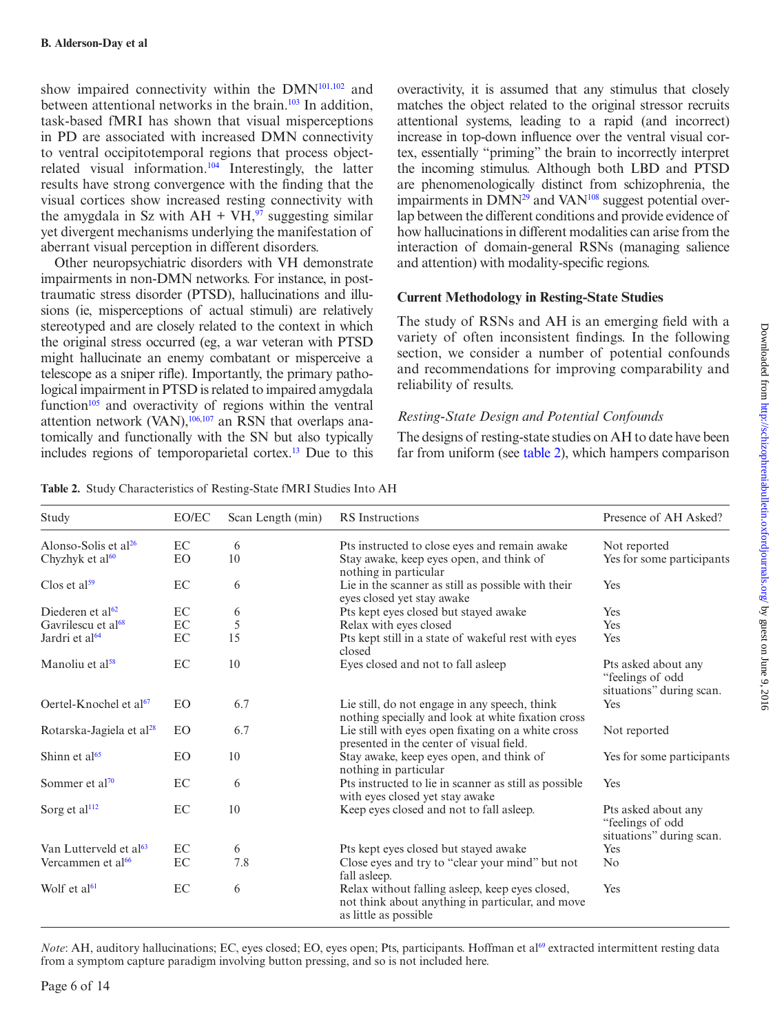show impaired connectivity within the DMN[101,102] and between attentional networks in the brain.[103] In addition, task-based fMRI has shown that visual misperceptions in PD are associated with increased DMN connectivity to ventral occipitotemporal regions that process object-related visual information.[104] Interestingly, the latter results have strong convergence with the finding that the visual cortices show increased resting connectivity with the amygdala in Sz with AH + VH,[97] suggesting similar yet divergent mechanisms underlying the manifestation of aberrant visual perception in different disorders.

Other neuropsychiatric disorders with VH demonstrate impairments in non-DMN networks. For instance, in post-traumatic stress disorder (PTSD), hallucinations and illusions (ie, misperceptions of actual stimuli) are relatively stereotyped and are closely related to the context in which the original stress occurred (eg, a war veteran with PTSD might hallucinate an enemy combatant or misperceive a telescope as a sniper rifle). Importantly, the primary pathological impairment in PTSD is related to impaired amygdala function[105] and overactivity of regions within the ventral attention network (VAN),[106,107] an RSN that overlaps anatomically and functionally with the SN but also typically includes regions of temporoparietal cortex.[13] Due to this overactivity, it is assumed that any stimulus that closely matches the object related to the original stressor recruits attentional systems, leading to a rapid (and incorrect) increase in top-down influence over the ventral visual cortex, essentially "priming" the brain to incorrectly interpret the incoming stimulus. Although both LBD and PTSD are phenomenologically distinct from schizophrenia, the impairments in DMN[29] and VAN[108] suggest potential overlap between the different conditions and provide evidence of how hallucinations in different modalities can arise from the interaction of domain-general RSNs (managing salience and attention) with modality-specific regions.

## Current Methodology in Resting-State Studies

The study of RSNs and AH is an emerging field with a variety of often inconsistent findings. In the following section, we consider a number of potential confounds and recommendations for improving comparability and reliability of results.

### *Resting-State Design and Potential Confounds*

The designs of resting-state studies on AH to date have been far from uniform (see table 2), which hampers comparison

**Table 2.** Study Characteristics of Resting-State fMRI Studies Into AH

| Study | EO/EC | Scan Length (min) | RS Instructions | Presence of AH Asked? |
|---|---|---|---|---|
| Alonso-Solis et al[26] | EC | 6 | Pts instructed to close eyes and remain awake | Not reported |
| Chyzhyk et al[60] | EO | 10 | Stay awake, keep eyes open, and think of nothing in particular | Yes for some participants |
| Clos et al[59] | EC | 6 | Lie in the scanner as still as possible with their eyes closed yet stay awake | Yes |
| Diederen et al[62] | EC | 6 | Pts kept eyes closed but stayed awake | Yes |
| Gavrilescu et al[68] | EC | 5 | Relax with eyes closed | Yes |
| Jardri et al[64] | EC | 15 | Pts kept still in a state of wakeful rest with eyes closed | Yes |
| Manoliu et al[58] | EC | 10 | Eyes closed and not to fall asleep | Pts asked about any "feelings of odd situations" during scan. |
| Oertel-Knochel et al[67] | EO | 6.7 | Lie still, do not engage in any speech, think nothing specially and look at white fixation cross | Yes |
| Rotarska-Jagiela et al[28] | EO | 6.7 | Lie still with eyes open fixating on a white cross presented in the center of visual field. | Not reported |
| Shinn et al[65] | EO | 10 | Stay awake, keep eyes open, and think of nothing in particular | Yes for some participants |
| Sommer et al[70] | EC | 6 | Pts instructed to lie in scanner as still as possible with eyes closed yet stay awake | Yes |
| Sorg et al[112] | EC | 10 | Keep eyes closed and not to fall asleep. | Pts asked about any "feelings of odd situations" during scan. |
| Van Lutterveld et al[63] | EC | 6 | Pts kept eyes closed but stayed awake | Yes |
| Vercammen et al[66] | EC | 7.8 | Close eyes and try to "clear your mind" but not fall asleep. | No |
| Wolf et al[61] | EC | 6 | Relax without falling asleep, keep eyes closed, not think about anything in particular, and move as little as possible | Yes |

*Note*: AH, auditory hallucinations; EC, eyes closed; EO, eyes open; Pts, participants. Hoffman et al[69] extracted intermittent resting data from a symptom capture paradigm involving button pressing, and so is not included here.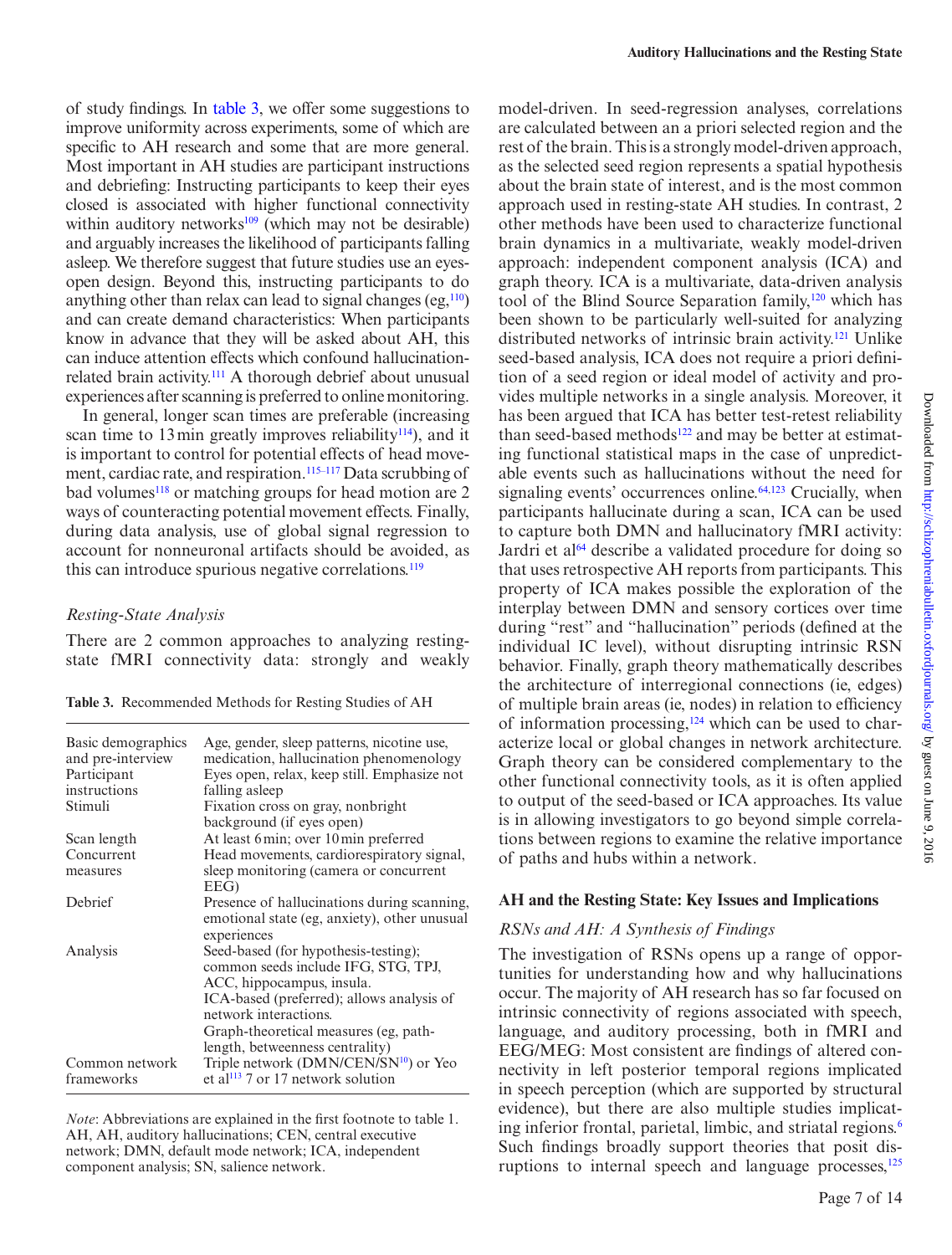of study findings. In table 3, we offer some suggestions to improve uniformity across experiments, some of which are specific to AH research and some that are more general. Most important in AH studies are participant instructions and debriefing: Instructing participants to keep their eyes closed is associated with higher functional connectivity within auditory networks[109] (which may not be desirable) and arguably increases the likelihood of participants falling asleep. We therefore suggest that future studies use an eyes-open design. Beyond this, instructing participants to do anything other than relax can lead to signal changes (eg,[110]) and can create demand characteristics: When participants know in advance that they will be asked about AH, this can induce attention effects which confound hallucination-related brain activity.[111] A thorough debrief about unusual experiences after scanning is preferred to online monitoring.

In general, longer scan times are preferable (increasing scan time to 13 min greatly improves reliability[114]), and it is important to control for potential effects of head movement, cardiac rate, and respiration.[115–117] Data scrubbing of bad volumes[118] or matching groups for head motion are 2 ways of counteracting potential movement effects. Finally, during data analysis, use of global signal regression to account for nonneuronal artifacts should be avoided, as this can introduce spurious negative correlations.[119]

### *Resting-State Analysis*

There are 2 common approaches to analyzing resting-state fMRI connectivity data: strongly and weakly model-driven. In seed-regression analyses, correlations are calculated between an a priori selected region and the rest of the brain. This is a strongly model-driven approach, as the selected seed region represents a spatial hypothesis about the brain state of interest, and is the most common approach used in resting-state AH studies. In contrast, 2 other methods have been used to characterize functional brain dynamics in a multivariate, weakly model-driven approach: independent component analysis (ICA) and graph theory. ICA is a multivariate, data-driven analysis tool of the Blind Source Separation family,[120] which has been shown to be particularly well-suited for analyzing distributed networks of intrinsic brain activity.[121] Unlike seed-based analysis, ICA does not require a priori definition of a seed region or ideal model of activity and provides multiple networks in a single analysis. Moreover, it has been argued that ICA has better test-retest reliability than seed-based methods[122] and may be better at estimating functional statistical maps in the case of unpredictable events such as hallucinations without the need for signaling events' occurrences online.[64,123] Crucially, when participants hallucinate during a scan, ICA can be used to capture both DMN and hallucinatory fMRI activity: Jardri et al[64] describe a validated procedure for doing so that uses retrospective AH reports from participants. This property of ICA makes possible the exploration of the interplay between DMN and sensory cortices over time during "rest" and "hallucination" periods (defined at the individual IC level), without disrupting intrinsic RSN behavior. Finally, graph theory mathematically describes the architecture of interregional connections (ie, edges) of multiple brain areas (ie, nodes) in relation to efficiency of information processing,[124] which can be used to characterize local or global changes in network architecture. Graph theory can be considered complementary to the other functional connectivity tools, as it is often applied to output of the seed-based or ICA approaches. Its value is in allowing investigators to go beyond simple correlations between regions to examine the relative importance of paths and hubs within a network.

**Table 3.** Recommended Methods for Resting Studies of AH

| | |
|---|---|
| Basic demographics and pre-interview | Age, gender, sleep patterns, nicotine use, medication, hallucination phenomenology |
| Participant instructions | Eyes open, relax, keep still. Emphasize not falling asleep |
| Stimuli | Fixation cross on gray, nonbright background (if eyes open) |
| Scan length | At least 6 min; over 10 min preferred |
| Concurrent measures | Head movements, cardiorespiratory signal, sleep monitoring (camera or concurrent EEG) |
| Debrief | Presence of hallucinations during scanning, emotional state (eg, anxiety), other unusual experiences |
| Analysis | Seed-based (for hypothesis-testing); common seeds include IFG, STG, TPJ, ACC, hippocampus, insula. ICA-based (preferred); allows analysis of network interactions. Graph-theoretical measures (eg, path-length, betweenness centrality) |
| Common network frameworks | Triple network (DMN/CEN/SN[10]) or Yeo et al[113] 7 or 17 network solution |

*Note*: Abbreviations are explained in the first footnote to table 1. AH, AH, auditory hallucinations; CEN, central executive network; DMN, default mode network; ICA, independent component analysis; SN, salience network.

## AH and the Resting State: Key Issues and Implications

### *RSNs and AH: A Synthesis of Findings*

The investigation of RSNs opens up a range of opportunities for understanding how and why hallucinations occur. The majority of AH research has so far focused on intrinsic connectivity of regions associated with speech, language, and auditory processing, both in fMRI and EEG/MEG: Most consistent are findings of altered connectivity in left posterior temporal regions implicated in speech perception (which are supported by structural evidence), but there are also multiple studies implicating inferior frontal, parietal, limbic, and striatal regions.[6] Such findings broadly support theories that posit disruptions to internal speech and language processes,[125]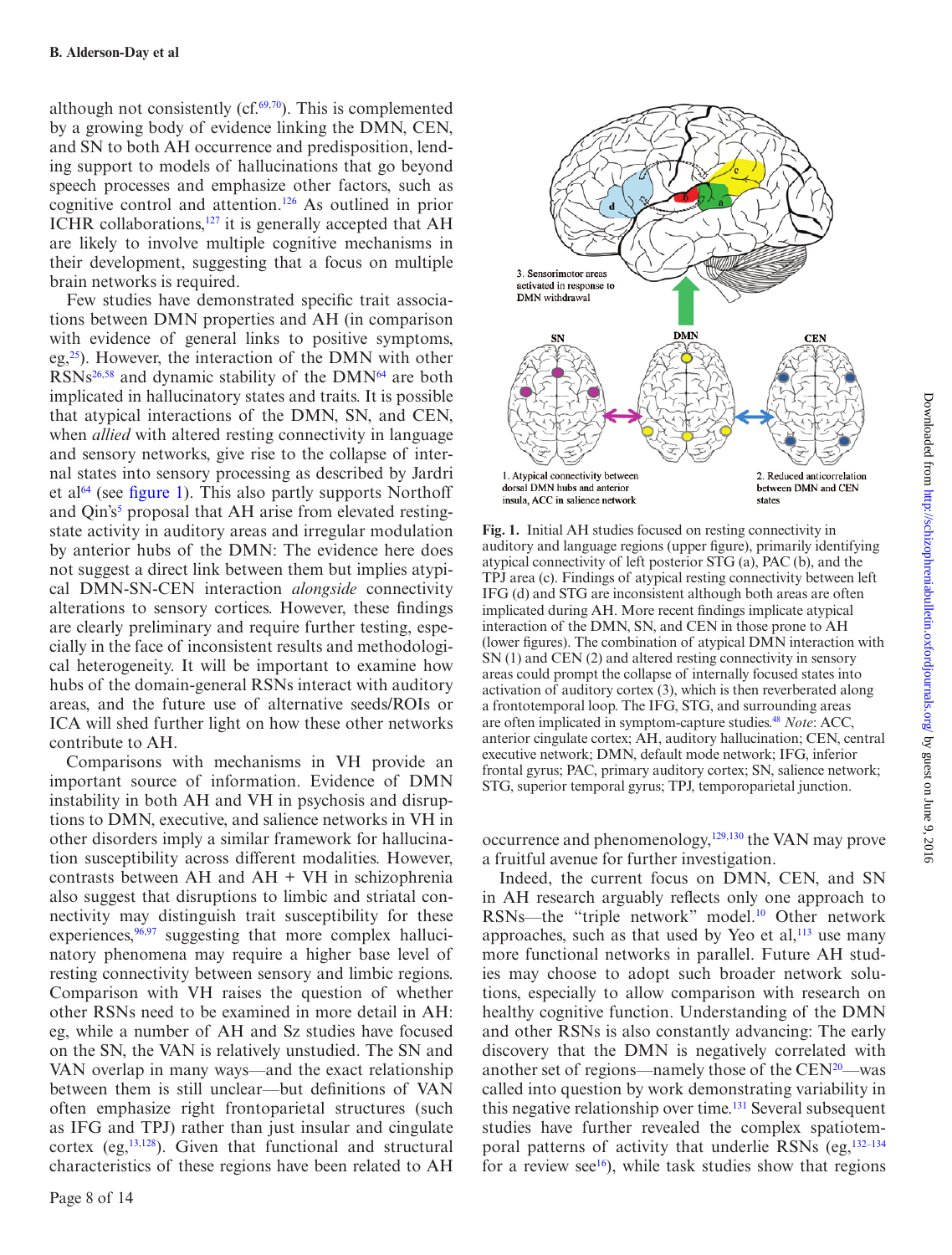although not consistently (cf.[69,70]). This is complemented by a growing body of evidence linking the DMN, CEN, and SN to both AH occurrence and predisposition, lending support to models of hallucinations that go beyond speech processes and emphasize other factors, such as cognitive control and attention.[126] As outlined in prior ICHR collaborations,[127] it is generally accepted that AH are likely to involve multiple cognitive mechanisms in their development, suggesting that a focus on multiple brain networks is required.

Few studies have demonstrated specific trait associations between DMN properties and AH (in comparison with evidence of general links to positive symptoms, eg,[25]). However, the interaction of the DMN with other RSNs[26,58] and dynamic stability of the DMN[64] are both implicated in hallucinatory states and traits. It is possible that atypical interactions of the DMN, SN, and CEN, when *allied* with altered resting connectivity in language and sensory networks, give rise to the collapse of internal states into sensory processing as described by Jardri et al[64] (see figure 1). This also partly supports Northoff and Qin's[5] proposal that AH arise from elevated resting-state activity in auditory areas and irregular modulation by anterior hubs of the DMN: The evidence here does not suggest a direct link between them but implies atypical DMN-SN-CEN interaction *alongside* connectivity alterations to sensory cortices. However, these findings are clearly preliminary and require further testing, especially in the face of inconsistent results and methodological heterogeneity. It will be important to examine how hubs of the domain-general RSNs interact with auditory areas, and the future use of alternative seeds/ROIs or ICA will shed further light on how these other networks contribute to AH.

Comparisons with mechanisms in VH provide an important source of information. Evidence of DMN instability in both AH and VH in psychosis and disruptions to DMN, executive, and salience networks in VH in other disorders imply a similar framework for hallucination susceptibility across different modalities. However, contrasts between AH and AH + VH in schizophrenia also suggest that disruptions to limbic and striatal connectivity may distinguish trait susceptibility for these experiences,[96,97] suggesting that more complex hallucinatory phenomena may require a higher base level of resting connectivity between sensory and limbic regions. Comparison with VH raises the question of whether other RSNs need to be examined in more detail in AH: eg, while a number of AH and Sz studies have focused on the SN, the VAN is relatively unstudied. The SN and VAN overlap in many ways—and the exact relationship between them is still unclear—but definitions of VAN often emphasize right frontoparietal structures (such as IFG and TPJ) rather than just insular and cingulate cortex (eg,[13,128]). Given that functional and structural characteristics of these regions have been related to AH occurrence and phenomenology,[129,130] the VAN may prove a fruitful avenue for further investigation.

3. Sensorimotor areas activated in response to DMN withdrawal

SN

DMN

CEN

1. Atypical connectivity between dorsal DMN hubs and anterior insula, ACC in salience network

2. Reduced anticorrelation between DMN and CEN states

**Fig. 1.** Initial AH studies focused on resting connectivity in auditory and language regions (upper figure), primarily identifying atypical connectivity of left posterior STG (a), PAC (b), and the TPJ area (c). Findings of atypical resting connectivity between left IFG (d) and STG are inconsistent although both areas are often implicated during AH. More recent findings implicate atypical interaction of the DMN, SN, and CEN in those prone to AH (lower figures). The combination of atypical DMN interaction with SN (1) and CEN (2) and altered resting connectivity in sensory areas could prompt the collapse of internally focused states into activation of auditory cortex (3), which is then reverberated along a frontotemporal loop. The IFG, STG, and surrounding areas are often implicated in symptom-capture studies.[48] *Note*: ACC, anterior cingulate cortex; AH, auditory hallucination; CEN, central executive network; DMN, default mode network; IFG, inferior frontal gyrus; PAC, primary auditory cortex; SN, salience network; STG, superior temporal gyrus; TPJ, temporoparietal junction.

Indeed, the current focus on DMN, CEN, and SN in AH research arguably reflects only one approach to RSNs—the "triple network" model.[10] Other network approaches, such as that used by Yeo et al,[113] use many more functional networks in parallel. Future AH studies may choose to adopt such broader network solutions, especially to allow comparison with research on healthy cognitive function. Understanding of the DMN and other RSNs is also constantly advancing: The early discovery that the DMN is negatively correlated with another set of regions—namely those of the CEN[20]—was called into question by work demonstrating variability in this negative relationship over time.[131] Several subsequent studies have further revealed the complex spatiotemporal patterns of activity that underlie RSNs (eg,[132–134] for a review see[16]), while task studies show that regions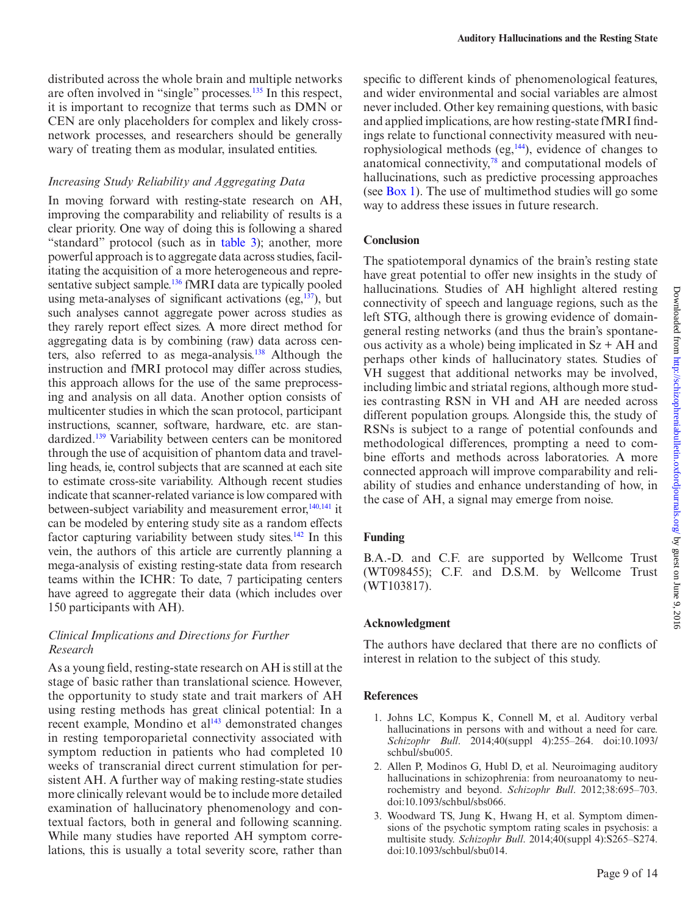distributed across the whole brain and multiple networks are often involved in "single" processes.[135] In this respect, it is important to recognize that terms such as DMN or CEN are only placeholders for complex and likely cross-network processes, and researchers should be generally wary of treating them as modular, insulated entities.

### *Increasing Study Reliability and Aggregating Data*

In moving forward with resting-state research on AH, improving the comparability and reliability of results is a clear priority. One way of doing this is following a shared "standard" protocol (such as in table 3); another, more powerful approach is to aggregate data across studies, facilitating the acquisition of a more heterogeneous and representative subject sample.[136] fMRI data are typically pooled using meta-analyses of significant activations (eg,[137]), but such analyses cannot aggregate power across studies as they rarely report effect sizes. A more direct method for aggregating data is by combining (raw) data across centers, also referred to as mega-analysis.[138] Although the instruction and fMRI protocol may differ across studies, this approach allows for the use of the same preprocessing and analysis on all data. Another option consists of multicenter studies in which the scan protocol, participant instructions, scanner, software, hardware, etc. are standardized.[139] Variability between centers can be monitored through the use of acquisition of phantom data and travelling heads, ie, control subjects that are scanned at each site to estimate cross-site variability. Although recent studies indicate that scanner-related variance is low compared with between-subject variability and measurement error,[140,141] it can be modeled by entering study site as a random effects factor capturing variability between study sites.[142] In this vein, the authors of this article are currently planning a mega-analysis of existing resting-state data from research teams within the ICHR: To date, 7 participating centers have agreed to aggregate their data (which includes over 150 participants with AH).

### *Clinical Implications and Directions for Further Research*

As a young field, resting-state research on AH is still at the stage of basic rather than translational science. However, the opportunity to study state and trait markers of AH using resting methods has great clinical potential: In a recent example, Mondino et al[143] demonstrated changes in resting temporoparietal connectivity associated with symptom reduction in patients who had completed 10 weeks of transcranial direct current stimulation for persistent AH. A further way of making resting-state studies more clinically relevant would be to include more detailed examination of hallucinatory phenomenology and contextual factors, both in general and following scanning. While many studies have reported AH symptom correlations, this is usually a total severity score, rather than specific to different kinds of phenomenological features, and wider environmental and social variables are almost never included. Other key remaining questions, with basic and applied implications, are how resting-state fMRI findings relate to functional connectivity measured with neurophysiological methods (eg,[144]), evidence of changes to anatomical connectivity,[78] and computational models of hallucinations, such as predictive processing approaches (see Box 1). The use of multimethod studies will go some way to address these issues in future research.

## Conclusion

The spatiotemporal dynamics of the brain's resting state have great potential to offer new insights in the study of hallucinations. Studies of AH highlight altered resting connectivity of speech and language regions, such as the left STG, although there is growing evidence of domain-general resting networks (and thus the brain's spontaneous activity as a whole) being implicated in Sz + AH and perhaps other kinds of hallucinatory states. Studies of VH suggest that additional networks may be involved, including limbic and striatal regions, although more studies contrasting RSN in VH and AH are needed across different population groups. Alongside this, the study of RSNs is subject to a range of potential confounds and methodological differences, prompting a need to combine efforts and methods across laboratories. A more connected approach will improve comparability and reliability of studies and enhance understanding of how, in the case of AH, a signal may emerge from noise.

## Funding

B.A.-D. and C.F. are supported by Wellcome Trust (WT098455); C.F. and D.S.M. by Wellcome Trust (WT103817).

## Acknowledgment

The authors have declared that there are no conflicts of interest in relation to the subject of this study.

## References

1. Johns LC, Kompus K, Connell M, et al. Auditory verbal hallucinations in persons with and without a need for care. *Schizophr Bull*. 2014;40(suppl 4):255–264. doi:10.1093/schbul/sbu005.
2. Allen P, Modinos G, Hubl D, et al. Neuroimaging auditory hallucinations in schizophrenia: from neuroanatomy to neurochemistry and beyond. *Schizophr Bull*. 2012;38:695–703. doi:10.1093/schbul/sbs066.
3. Woodward TS, Jung K, Hwang H, et al. Symptom dimensions of the psychotic symptom rating scales in psychosis: a multisite study. *Schizophr Bull*. 2014;40(suppl 4):S265–S274. doi:10.1093/schbul/sbu014.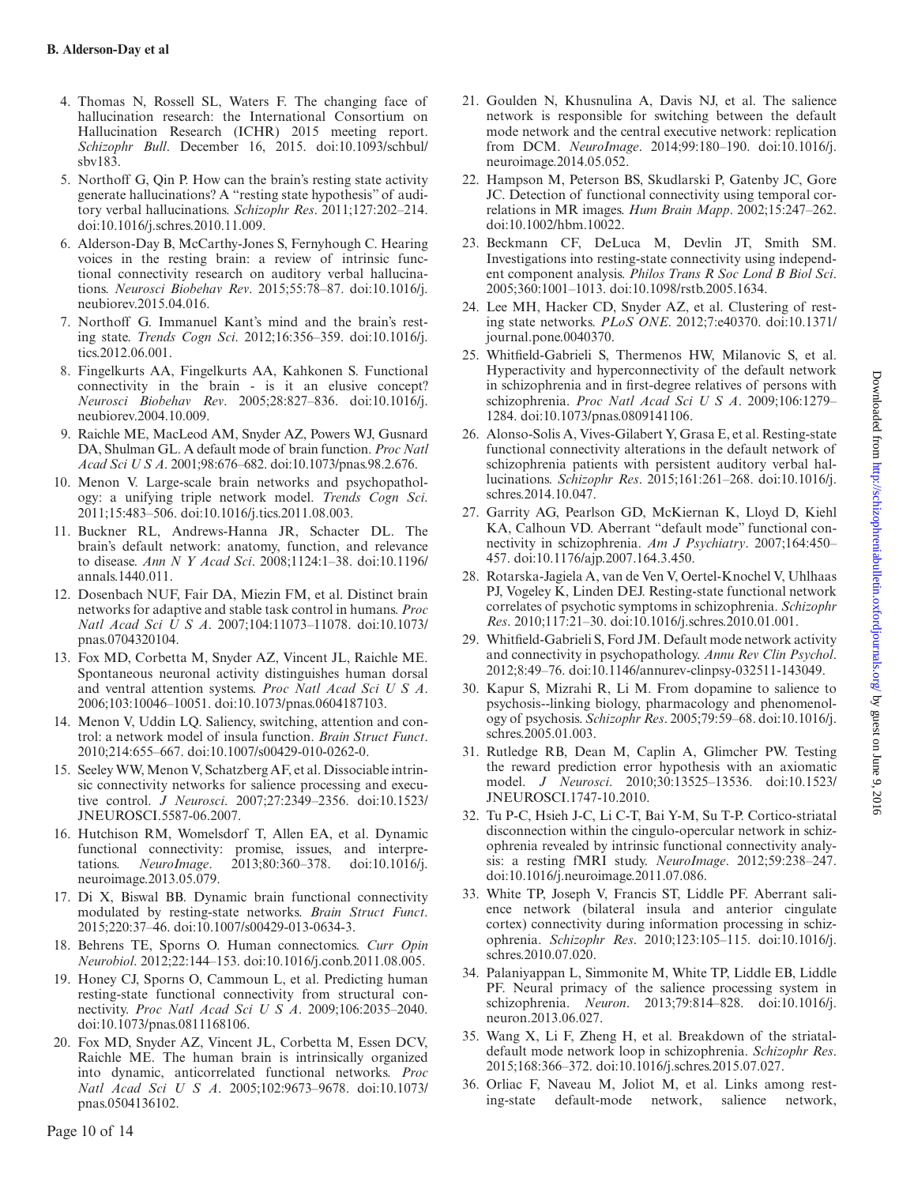4. Thomas N, Rossell SL, Waters F. The changing face of hallucination research: the International Consortium on Hallucination Research (ICHR) 2015 meeting report. *Schizophr Bull*. December 16, 2015. doi:10.1093/schbul/sbv183.
5. Northoff G, Qin P. How can the brain's resting state activity generate hallucinations? A "resting state hypothesis" of auditory verbal hallucinations. *Schizophr Res*. 2011;127:202–214. doi:10.1016/j.schres.2010.11.009.
6. Alderson-Day B, McCarthy-Jones S, Fernyhough C. Hearing voices in the resting brain: a review of intrinsic functional connectivity research on auditory verbal hallucinations. *Neurosci Biobehav Rev*. 2015;55:78–87. doi:10.1016/j.neubiorev.2015.04.016.
7. Northoff G. Immanuel Kant's mind and the brain's resting state. *Trends Cogn Sci*. 2012;16:356–359. doi:10.1016/j.tics.2012.06.001.
8. Fingelkurts AA, Fingelkurts AA, Kahkonen S. Functional connectivity in the brain - is it an elusive concept? *Neurosci Biobehav Rev*. 2005;28:827–836. doi:10.1016/j.neubiorev.2004.10.009.
9. Raichle ME, MacLeod AM, Snyder AZ, Powers WJ, Gusnard DA, Shulman GL. A default mode of brain function. *Proc Natl Acad Sci U S A*. 2001;98:676–682. doi:10.1073/pnas.98.2.676.
10. Menon V. Large-scale brain networks and psychopathology: a unifying triple network model. *Trends Cogn Sci*. 2011;15:483–506. doi:10.1016/j.tics.2011.08.003.
11. Buckner RL, Andrews-Hanna JR, Schacter DL. The brain's default network: anatomy, function, and relevance to disease. *Ann N Y Acad Sci*. 2008;1124:1–38. doi:10.1196/annals.1440.011.
12. Dosenbach NUF, Fair DA, Miezin FM, et al. Distinct brain networks for adaptive and stable task control in humans. *Proc Natl Acad Sci U S A*. 2007;104:11073–11078. doi:10.1073/pnas.0704320104.
13. Fox MD, Corbetta M, Snyder AZ, Vincent JL, Raichle ME. Spontaneous neuronal activity distinguishes human dorsal and ventral attention systems. *Proc Natl Acad Sci U S A*. 2006;103:10046–10051. doi:10.1073/pnas.0604187103.
14. Menon V, Uddin LQ. Saliency, switching, attention and control: a network model of insula function. *Brain Struct Funct*. 2010;214:655–667. doi:10.1007/s00429-010-0262-0.
15. Seeley WW, Menon V, Schatzberg AF, et al. Dissociable intrinsic connectivity networks for salience processing and executive control. *J Neurosci*. 2007;27:2349–2356. doi:10.1523/JNEUROSCI.5587-06.2007.
16. Hutchison RM, Womelsdorf T, Allen EA, et al. Dynamic functional connectivity: promise, issues, and interpretations. *NeuroImage*. 2013;80:360–378. doi:10.1016/j.neuroimage.2013.05.079.
17. Di X, Biswal BB. Dynamic brain functional connectivity modulated by resting-state networks. *Brain Struct Funct*. 2015;220:37–46. doi:10.1007/s00429-013-0634-3.
18. Behrens TE, Sporns O. Human connectomics. *Curr Opin Neurobiol*. 2012;22:144–153. doi:10.1016/j.conb.2011.08.005.
19. Honey CJ, Sporns O, Cammoun L, et al. Predicting human resting-state functional connectivity from structural connectivity. *Proc Natl Acad Sci U S A*. 2009;106:2035–2040. doi:10.1073/pnas.0811168106.
20. Fox MD, Snyder AZ, Vincent JL, Corbetta M, Essen DCV, Raichle ME. The human brain is intrinsically organized into dynamic, anticorrelated functional networks. *Proc Natl Acad Sci U S A*. 2005;102:9673–9678. doi:10.1073/pnas.0504136102.
21. Goulden N, Khusnulina A, Davis NJ, et al. The salience network is responsible for switching between the default mode network and the central executive network: replication from DCM. *NeuroImage*. 2014;99:180–190. doi:10.1016/j.neuroimage.2014.05.052.
22. Hampson M, Peterson BS, Skudlarski P, Gatenby JC, Gore JC. Detection of functional connectivity using temporal correlations in MR images. *Hum Brain Mapp*. 2002;15:247–262. doi:10.1002/hbm.10022.
23. Beckmann CF, DeLuca M, Devlin JT, Smith SM. Investigations into resting-state connectivity using independent component analysis. *Philos Trans R Soc Lond B Biol Sci*. 2005;360:1001–1013. doi:10.1098/rstb.2005.1634.
24. Lee MH, Hacker CD, Snyder AZ, et al. Clustering of resting state networks. *PLoS ONE*. 2012;7:e40370. doi:10.1371/journal.pone.0040370.
25. Whitfield-Gabrieli S, Thermenos HW, Milanovic S, et al. Hyperactivity and hyperconnectivity of the default network in schizophrenia and in first-degree relatives of persons with schizophrenia. *Proc Natl Acad Sci U S A*. 2009;106:1279–1284. doi:10.1073/pnas.0809141106.
26. Alonso-Solis A, Vives-Gilabert Y, Grasa E, et al. Resting-state functional connectivity alterations in the default network of schizophrenia patients with persistent auditory verbal hallucinations. *Schizophr Res*. 2015;161:261–268. doi:10.1016/j.schres.2014.10.047.
27. Garrity AG, Pearlson GD, McKiernan K, Lloyd D, Kiehl KA, Calhoun VD. Aberrant "default mode" functional connectivity in schizophrenia. *Am J Psychiatry*. 2007;164:450–457. doi:10.1176/ajp.2007.164.3.450.
28. Rotarska-Jagiela A, van de Ven V, Oertel-Knochel V, Uhlhaas PJ, Vogeley K, Linden DEJ. Resting-state functional network correlates of psychotic symptoms in schizophrenia. *Schizophr Res*. 2010;117:21–30. doi:10.1016/j.schres.2010.01.001.
29. Whitfield-Gabrieli S, Ford JM. Default mode network activity and connectivity in psychopathology. *Annu Rev Clin Psychol*. 2012;8:49–76. doi:10.1146/annurev-clinpsy-032511-143049.
30. Kapur S, Mizrahi R, Li M. From dopamine to salience to psychosis--linking biology, pharmacology and phenomenology of psychosis. *Schizophr Res*. 2005;79:59–68. doi:10.1016/j.schres.2005.01.003.
31. Rutledge RB, Dean M, Caplin A, Glimcher PW. Testing the reward prediction error hypothesis with an axiomatic model. *J Neurosci*. 2010;30:13525–13536. doi:10.1523/JNEUROSCI.1747-10.2010.
32. Tu P-C, Hsieh J-C, Li C-T, Bai Y-M, Su T-P. Cortico-striatal disconnection within the cingulo-opercular network in schizophrenia revealed by intrinsic functional connectivity analysis: a resting fMRI study. *NeuroImage*. 2012;59:238–247. doi:10.1016/j.neuroimage.2011.07.086.
33. White TP, Joseph V, Francis ST, Liddle PF. Aberrant salience network (bilateral insula and anterior cingulate cortex) connectivity during information processing in schizophrenia. *Schizophr Res*. 2010;123:105–115. doi:10.1016/j.schres.2010.07.020.
34. Palaniyappan L, Simmonite M, White TP, Liddle EB, Liddle PF. Neural primacy of the salience processing system in schizophrenia. *Neuron*. 2013;79:814–828. doi:10.1016/j.neuron.2013.06.027.
35. Wang X, Li F, Zheng H, et al. Breakdown of the striatal-default mode network loop in schizophrenia. *Schizophr Res*. 2015;168:366–372. doi:10.1016/j.schres.2015.07.027.
36. Orliac F, Naveau M, Joliot M, et al. Links among resting-state default-mode network, salience network,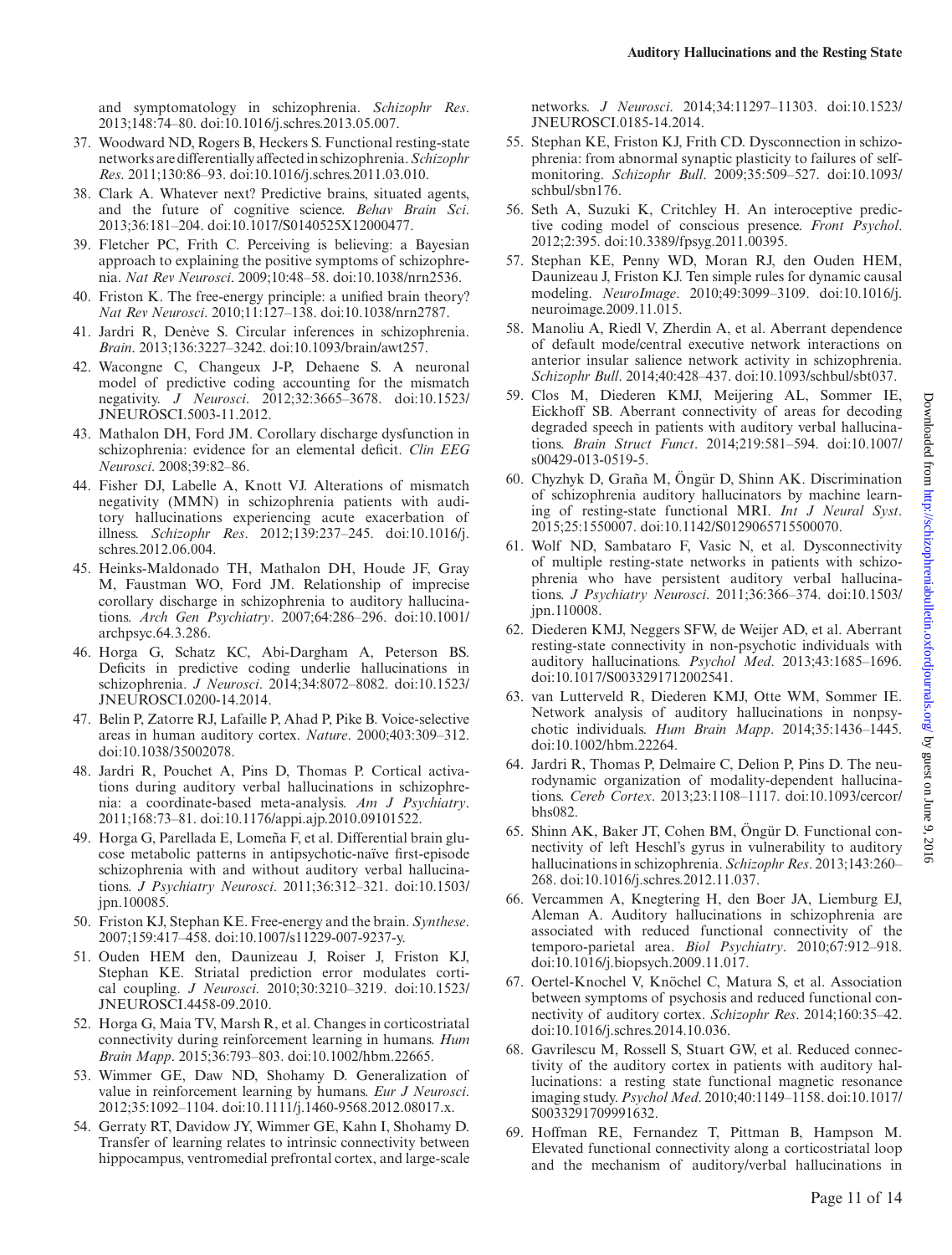and symptomatology in schizophrenia. *Schizophr Res*. 2013;148:74–80. doi:10.1016/j.schres.2013.05.007.

37. Woodward ND, Rogers B, Heckers S. Functional resting-state networks are differentially affected in schizophrenia. *Schizophr Res*. 2011;130:86–93. doi:10.1016/j.schres.2011.03.010.
38. Clark A. Whatever next? Predictive brains, situated agents, and the future of cognitive science. *Behav Brain Sci*. 2013;36:181–204. doi:10.1017/S0140525X12000477.
39. Fletcher PC, Frith C. Perceiving is believing: a Bayesian approach to explaining the positive symptoms of schizophrenia. *Nat Rev Neurosci*. 2009;10:48–58. doi:10.1038/nrn2536.
40. Friston K. The free-energy principle: a unified brain theory? *Nat Rev Neurosci*. 2010;11:127–138. doi:10.1038/nrn2787.
41. Jardri R, Denève S. Circular inferences in schizophrenia. *Brain*. 2013;136:3227–3242. doi:10.1093/brain/awt257.
42. Wacongne C, Changeux J-P, Dehaene S. A neuronal model of predictive coding accounting for the mismatch negativity. *J Neurosci*. 2012;32:3665–3678. doi:10.1523/JNEUROSCI.5003-11.2012.
43. Mathalon DH, Ford JM. Corollary discharge dysfunction in schizophrenia: evidence for an elemental deficit. *Clin EEG Neurosci*. 2008;39:82–86.
44. Fisher DJ, Labelle A, Knott VJ. Alterations of mismatch negativity (MMN) in schizophrenia patients with auditory hallucinations experiencing acute exacerbation of illness. *Schizophr Res*. 2012;139:237–245. doi:10.1016/j.schres.2012.06.004.
45. Heinks-Maldonado TH, Mathalon DH, Houde JF, Gray M, Faustman WO, Ford JM. Relationship of imprecise corollary discharge in schizophrenia to auditory hallucinations. *Arch Gen Psychiatry*. 2007;64:286–296. doi:10.1001/archpsyc.64.3.286.
46. Horga G, Schatz KC, Abi-Dargham A, Peterson BS. Deficits in predictive coding underlie hallucinations in schizophrenia. *J Neurosci*. 2014;34:8072–8082. doi:10.1523/JNEUROSCI.0200-14.2014.
47. Belin P, Zatorre RJ, Lafaille P, Ahad P, Pike B. Voice-selective areas in human auditory cortex. *Nature*. 2000;403:309–312. doi:10.1038/35002078.
48. Jardri R, Pouchet A, Pins D, Thomas P. Cortical activations during auditory verbal hallucinations in schizophrenia: a coordinate-based meta-analysis. *Am J Psychiatry*. 2011;168:73–81. doi:10.1176/appi.ajp.2010.09101522.
49. Horga G, Parellada E, Lomeña F, et al. Differential brain glucose metabolic patterns in antipsychotic-naïve first-episode schizophrenia with and without auditory verbal hallucinations. *J Psychiatry Neurosci*. 2011;36:312–321. doi:10.1503/jpn.100085.
50. Friston KJ, Stephan KE. Free-energy and the brain. *Synthese*. 2007;159:417–458. doi:10.1007/s11229-007-9237-y.
51. Ouden HEM den, Daunizeau J, Roiser J, Friston KJ, Stephan KE. Striatal prediction error modulates cortical coupling. *J Neurosci*. 2010;30:3210–3219. doi:10.1523/JNEUROSCI.4458-09.2010.
52. Horga G, Maia TV, Marsh R, et al. Changes in corticostriatal connectivity during reinforcement learning in humans. *Hum Brain Mapp*. 2015;36:793–803. doi:10.1002/hbm.22665.
53. Wimmer GE, Daw ND, Shohamy D. Generalization of value in reinforcement learning by humans. *Eur J Neurosci*. 2012;35:1092–1104. doi:10.1111/j.1460-9568.2012.08017.x.
54. Gerraty RT, Davidow JY, Wimmer GE, Kahn I, Shohamy D. Transfer of learning relates to intrinsic connectivity between hippocampus, ventromedial prefrontal cortex, and large-scale networks. *J Neurosci*. 2014;34:11297–11303. doi:10.1523/JNEUROSCI.0185-14.2014.
55. Stephan KE, Friston KJ, Frith CD. Dysconnection in schizophrenia: from abnormal synaptic plasticity to failures of self-monitoring. *Schizophr Bull*. 2009;35:509–527. doi:10.1093/schbul/sbn176.
56. Seth A, Suzuki K, Critchley H. An interoceptive predictive coding model of conscious presence. *Front Psychol*. 2012;2:395. doi:10.3389/fpsyg.2011.00395.
57. Stephan KE, Penny WD, Moran RJ, den Ouden HEM, Daunizeau J, Friston KJ. Ten simple rules for dynamic causal modeling. *NeuroImage*. 2010;49:3099–3109. doi:10.1016/j.neuroimage.2009.11.015.
58. Manoliu A, Riedl V, Zherdin A, et al. Aberrant dependence of default mode/central executive network interactions on anterior insular salience network activity in schizophrenia. *Schizophr Bull*. 2014;40:428–437. doi:10.1093/schbul/sbt037.
59. Clos M, Diederen KMJ, Meijering AL, Sommer IE, Eickhoff SB. Aberrant connectivity of areas for decoding degraded speech in patients with auditory verbal hallucinations. *Brain Struct Funct*. 2014;219:581–594. doi:10.1007/s00429-013-0519-5.
60. Chyzhyk D, Graña M, Öngür D, Shinn AK. Discrimination of schizophrenia auditory hallucinators by machine learning of resting-state functional MRI. *Int J Neural Syst*. 2015;25:1550007. doi:10.1142/S0129065715500070.
61. Wolf ND, Sambataro F, Vasic N, et al. Dysconnectivity of multiple resting-state networks in patients with schizophrenia who have persistent auditory verbal hallucinations. *J Psychiatry Neurosci*. 2011;36:366–374. doi:10.1503/jpn.110008.
62. Diederen KMJ, Neggers SFW, de Weijer AD, et al. Aberrant resting-state connectivity in non-psychotic individuals with auditory hallucinations. *Psychol Med*. 2013;43:1685–1696. doi:10.1017/S0033291712002541.
63. van Lutterveld R, Diederen KMJ, Otte WM, Sommer IE. Network analysis of auditory hallucinations in nonpsychotic individuals. *Hum Brain Mapp*. 2014;35:1436–1445. doi:10.1002/hbm.22264.
64. Jardri R, Thomas P, Delmaire C, Delion P, Pins D. The neurodynamic organization of modality-dependent hallucinations. *Cereb Cortex*. 2013;23:1108–1117. doi:10.1093/cercor/bhs082.
65. Shinn AK, Baker JT, Cohen BM, Öngür D. Functional connectivity of left Heschl's gyrus in vulnerability to auditory hallucinations in schizophrenia. *Schizophr Res*. 2013;143:260–268. doi:10.1016/j.schres.2012.11.037.
66. Vercammen A, Knegtering H, den Boer JA, Liemburg EJ, Aleman A. Auditory hallucinations in schizophrenia are associated with reduced functional connectivity of the temporo-parietal area. *Biol Psychiatry*. 2010;67:912–918. doi:10.1016/j.biopsych.2009.11.017.
67. Oertel-Knochel V, Knöchel C, Matura S, et al. Association between symptoms of psychosis and reduced functional connectivity of auditory cortex. *Schizophr Res*. 2014;160:35–42. doi:10.1016/j.schres.2014.10.036.
68. Gavrilescu M, Rossell S, Stuart GW, et al. Reduced connectivity of the auditory cortex in patients with auditory hallucinations: a resting state functional magnetic resonance imaging study. *Psychol Med*. 2010;40:1149–1158. doi:10.1017/S0033291709991632.
69. Hoffman RE, Fernandez T, Pittman B, Hampson M. Elevated functional connectivity along a corticostriatal loop and the mechanism of auditory/verbal hallucinations in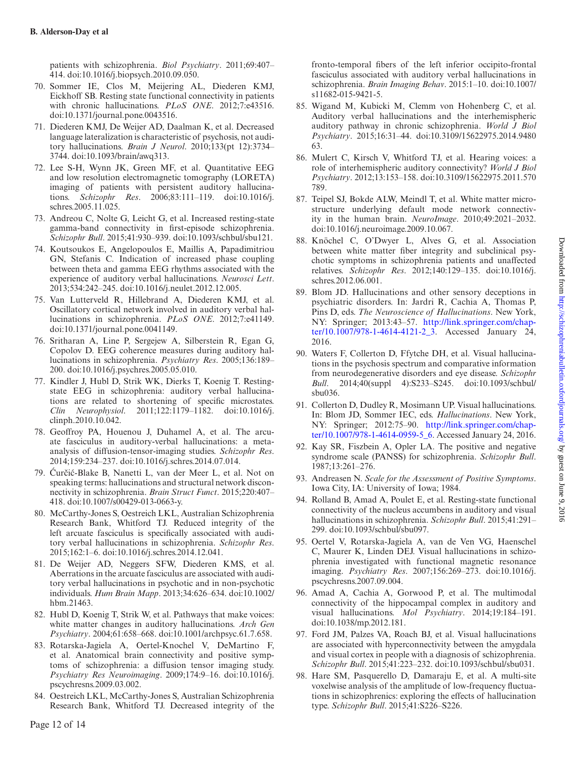patients with schizophrenia. *Biol Psychiatry*. 2011;69:407–414. doi:10.1016/j.biopsych.2010.09.050.

70. Sommer IE, Clos M, Meijering AL, Diederen KMJ, Eickhoff SB. Resting state functional connectivity in patients with chronic hallucinations. *PLoS ONE*. 2012;7:e43516. doi:10.1371/journal.pone.0043516.
71. Diederen KMJ, De Weijer AD, Daalman K, et al. Decreased language lateralization is characteristic of psychosis, not auditory hallucinations. *Brain J Neurol*. 2010;133(pt 12):3734–3744. doi:10.1093/brain/awq313.
72. Lee S-H, Wynn JK, Green MF, et al. Quantitative EEG and low resolution electromagnetic tomography (LORETA) imaging of patients with persistent auditory hallucinations. *Schizophr Res*. 2006;83:111–119. doi:10.1016/j.schres.2005.11.025.
73. Andreou C, Nolte G, Leicht G, et al. Increased resting-state gamma-band connectivity in first-episode schizophrenia. *Schizophr Bull*. 2015;41:930–939. doi:10.1093/schbul/sbu121.
74. Koutsoukos E, Angelopoulos E, Maillis A, Papadimitriou GN, Stefanis C. Indication of increased phase coupling between theta and gamma EEG rhythms associated with the experience of auditory verbal hallucinations. *Neurosci Lett*. 2013;534:242–245. doi:10.1016/j.neulet.2012.12.005.
75. Van Lutterveld R, Hillebrand A, Diederen KMJ, et al. Oscillatory cortical network involved in auditory verbal hallucinations in schizophrenia. *PLoS ONE*. 2012;7:e41149. doi:10.1371/journal.pone.0041149.
76. Sritharan A, Line P, Sergejew A, Silberstein R, Egan G, Copolov D. EEG coherence measures during auditory hallucinations in schizophrenia. *Psychiatry Res*. 2005;136:189–200. doi:10.1016/j.psychres.2005.05.010.
77. Kindler J, Hubl D, Strik WK, Dierks T, Koenig T. Resting-state EEG in schizophrenia: auditory verbal hallucinations are related to shortening of specific microstates. *Clin Neurophysiol*. 2011;122:1179–1182. doi:10.1016/j.clinph.2010.10.042.
78. Geoffroy PA, Houenou J, Duhamel A, et al. The arcuate fasciculus in auditory-verbal hallucinations: a meta-analysis of diffusion-tensor-imaging studies. *Schizophr Res*. 2014;159:234–237. doi:10.1016/j.schres.2014.07.014.
79. Ćurčić-Blake B, Nanetti L, van der Meer L, et al. Not on speaking terms: hallucinations and structural network disconnectivity in schizophrenia. *Brain Struct Funct*. 2015;220:407–418. doi:10.1007/s00429-013-0663-y.
80. McCarthy-Jones S, Oestreich LKL, Australian Schizophrenia Research Bank, Whitford TJ. Reduced integrity of the left arcuate fasciculus is specifically associated with auditory verbal hallucinations in schizophrenia. *Schizophr Res*. 2015;162:1–6. doi:10.1016/j.schres.2014.12.041.
81. De Weijer AD, Neggers SFW, Diederen KMS, et al. Aberrations in the arcuate fasciculus are associated with auditory verbal hallucinations in psychotic and in non-psychotic individuals. *Hum Brain Mapp*. 2013;34:626–634. doi:10.1002/hbm.21463.
82. Hubl D, Koenig T, Strik W, et al. Pathways that make voices: white matter changes in auditory hallucinations. *Arch Gen Psychiatry*. 2004;61:658–668. doi:10.1001/archpsyc.61.7.658.
83. Rotarska-Jagiela A, Oertel-Knochel V, DeMartino F, et al. Anatomical brain connectivity and positive symptoms of schizophrenia: a diffusion tensor imaging study. *Psychiatry Res Neuroimaging*. 2009;174:9–16. doi:10.1016/j.pscychresns.2009.03.002.
84. Oestreich LKL, McCarthy-Jones S, Australian Schizophrenia Research Bank, Whitford TJ. Decreased integrity of the fronto-temporal fibers of the left inferior occipito-frontal fasciculus associated with auditory verbal hallucinations in schizophrenia. *Brain Imaging Behav*. 2015:1–10. doi:10.1007/s11682-015-9421-5.
85. Wigand M, Kubicki M, Clemm von Hohenberg C, et al. Auditory verbal hallucinations and the interhemispheric auditory pathway in chronic schizophrenia. *World J Biol Psychiatry*. 2015;16:31–44. doi:10.3109/15622975.2014.948063.
86. Mulert C, Kirsch V, Whitford TJ, et al. Hearing voices: a role of interhemispheric auditory connectivity? *World J Biol Psychiatry*. 2012;13:153–158. doi:10.3109/15622975.2011.570789.
87. Teipel SJ, Bokde ALW, Meindl T, et al. White matter microstructure underlying default mode network connectivity in the human brain. *NeuroImage*. 2010;49:2021–2032. doi:10.1016/j.neuroimage.2009.10.067.
88. Knöchel C, O'Dwyer L, Alves G, et al. Association between white matter fiber integrity and subclinical psychotic symptoms in schizophrenia patients and unaffected relatives. *Schizophr Res*. 2012;140:129–135. doi:10.1016/j.schres.2012.06.001.
89. Blom JD. Hallucinations and other sensory deceptions in psychiatric disorders. In: Jardri R, Cachia A, Thomas P, Pins D, eds. *The Neuroscience of Hallucinations*. New York, NY: Springer; 2013:43–57. http://link.springer.com/chapter/10.1007/978-1-4614-4121-2_3. Accessed January 24, 2016.
90. Waters F, Collerton D, Ffytche DH, et al. Visual hallucinations in the psychosis spectrum and comparative information from neurodegenerative disorders and eye disease. *Schizophr Bull*. 2014;40(suppl 4):S233–S245. doi:10.1093/schbul/sbu036.
91. Collerton D, Dudley R, Mosimann UP. Visual hallucinations. In: Blom JD, Sommer IEC, eds. *Hallucinations*. New York, NY: Springer; 2012:75–90. http://link.springer.com/chapter/10.1007/978-1-4614-0959-5_6. Accessed January 24, 2016.
92. Kay SR, Fiszbein A, Opler LA. The positive and negative syndrome scale (PANSS) for schizophrenia. *Schizophr Bull*. 1987;13:261–276.
93. Andreasen N. *Scale for the Assessment of Positive Symptoms*. Iowa City, IA: University of Iowa; 1984.
94. Rolland B, Amad A, Poulet E, et al. Resting-state functional connectivity of the nucleus accumbens in auditory and visual hallucinations in schizophrenia. *Schizophr Bull*. 2015;41:291–299. doi:10.1093/schbul/sbu097.
95. Oertel V, Rotarska-Jagiela A, van de Ven VG, Haenschel C, Maurer K, Linden DEJ. Visual hallucinations in schizophrenia investigated with functional magnetic resonance imaging. *Psychiatry Res*. 2007;156:269–273. doi:10.1016/j.pscychresns.2007.09.004.
96. Amad A, Cachia A, Gorwood P, et al. The multimodal connectivity of the hippocampal complex in auditory and visual hallucinations. *Mol Psychiatry*. 2014;19:184–191. doi:10.1038/mp.2012.181.
97. Ford JM, Palzes VA, Roach BJ, et al. Visual hallucinations are associated with hyperconnectivity between the amygdala and visual cortex in people with a diagnosis of schizophrenia. *Schizophr Bull*. 2015;41:223–232. doi:10.1093/schbul/sbu031.
98. Hare SM, Pasquerello D, Damaraju E, et al. A multi-site voxelwise analysis of the amplitude of low-frequency fluctuations in schizophrenics: exploring the effects of hallucination type. *Schizophr Bull*. 2015;41:S226–S226.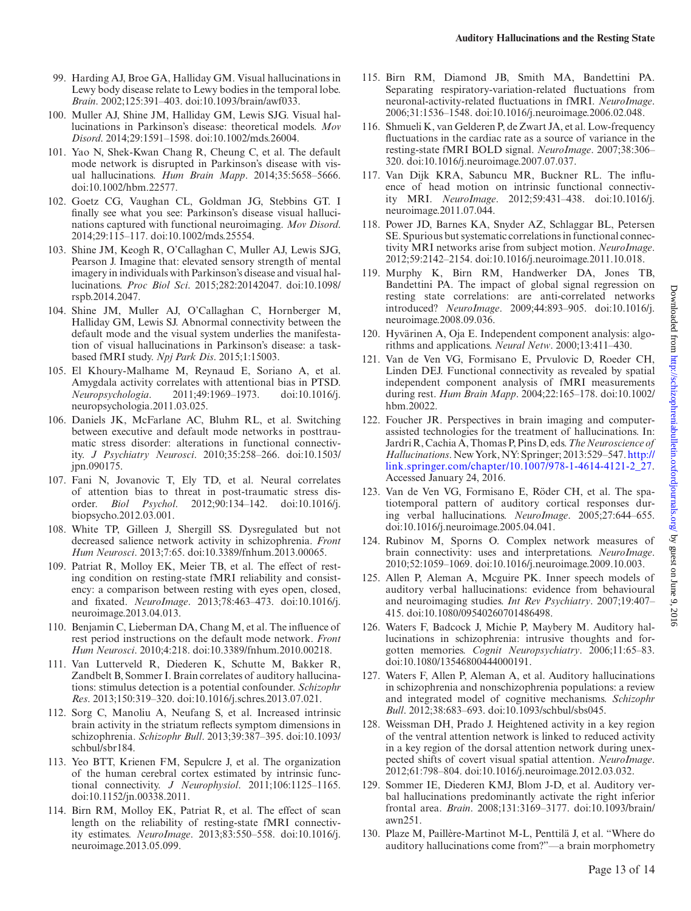99. Harding AJ, Broe GA, Halliday GM. Visual hallucinations in Lewy body disease relate to Lewy bodies in the temporal lobe. *Brain*. 2002;125:391–403. doi:10.1093/brain/awf033.
100. Muller AJ, Shine JM, Halliday GM, Lewis SJG. Visual hallucinations in Parkinson's disease: theoretical models. *Mov Disord*. 2014;29:1591–1598. doi:10.1002/mds.26004.
101. Yao N, Shek-Kwan Chang R, Cheung C, et al. The default mode network is disrupted in Parkinson's disease with visual hallucinations. *Hum Brain Mapp*. 2014;35:5658–5666. doi:10.1002/hbm.22577.
102. Goetz CG, Vaughan CL, Goldman JG, Stebbins GT. I finally see what you see: Parkinson's disease visual hallucinations captured with functional neuroimaging. *Mov Disord*. 2014;29:115–117. doi:10.1002/mds.25554.
103. Shine JM, Keogh R, O'Callaghan C, Muller AJ, Lewis SJG, Pearson J. Imagine that: elevated sensory strength of mental imagery in individuals with Parkinson's disease and visual hallucinations. *Proc Biol Sci*. 2015;282:20142047. doi:10.1098/rspb.2014.2047.
104. Shine JM, Muller AJ, O'Callaghan C, Hornberger M, Halliday GM, Lewis SJ. Abnormal connectivity between the default mode and the visual system underlies the manifestation of visual hallucinations in Parkinson's disease: a task-based fMRI study. *Npj Park Dis*. 2015;1:15003.
105. El Khoury-Malhame M, Reynaud E, Soriano A, et al. Amygdala activity correlates with attentional bias in PTSD. *Neuropsychologia*. 2011;49:1969–1973. doi:10.1016/j.neuropsychologia.2011.03.025.
106. Daniels JK, McFarlane AC, Bluhm RL, et al. Switching between executive and default mode networks in posttraumatic stress disorder: alterations in functional connectivity. *J Psychiatry Neurosci*. 2010;35:258–266. doi:10.1503/jpn.090175.
107. Fani N, Jovanovic T, Ely TD, et al. Neural correlates of attention bias to threat in post-traumatic stress disorder. *Biol Psychol*. 2012;90:134–142. doi:10.1016/j.biopsycho.2012.03.001.
108. White TP, Gilleen J, Shergill SS. Dysregulated but not decreased salience network activity in schizophrenia. *Front Hum Neurosci*. 2013;7:65. doi:10.3389/fnhum.2013.00065.
109. Patriat R, Molloy EK, Meier TB, et al. The effect of resting condition on resting-state fMRI reliability and consistency: a comparison between resting with eyes open, closed, and fixated. *NeuroImage*. 2013;78:463–473. doi:10.1016/j.neuroimage.2013.04.013.
110. Benjamin C, Lieberman DA, Chang M, et al. The influence of rest period instructions on the default mode network. *Front Hum Neurosci*. 2010;4:218. doi:10.3389/fnhum.2010.00218.
111. Van Lutterveld R, Diederen K, Schutte M, Bakker R, Zandbelt B, Sommer I. Brain correlates of auditory hallucinations: stimulus detection is a potential confounder. *Schizophr Res*. 2013;150:319–320. doi:10.1016/j.schres.2013.07.021.
112. Sorg C, Manoliu A, Neufang S, et al. Increased intrinsic brain activity in the striatum reflects symptom dimensions in schizophrenia. *Schizophr Bull*. 2013;39:387–395. doi:10.1093/schbul/sbr184.
113. Yeo BTT, Krienen FM, Sepulcre J, et al. The organization of the human cerebral cortex estimated by intrinsic functional connectivity. *J Neurophysiol*. 2011;106:1125–1165. doi:10.1152/jn.00338.2011.
114. Birn RM, Molloy EK, Patriat R, et al. The effect of scan length on the reliability of resting-state fMRI connectivity estimates. *NeuroImage*. 2013;83:550–558. doi:10.1016/j.neuroimage.2013.05.099.
115. Birn RM, Diamond JB, Smith MA, Bandettini PA. Separating respiratory-variation-related fluctuations from neuronal-activity-related fluctuations in fMRI. *NeuroImage*. 2006;31:1536–1548. doi:10.1016/j.neuroimage.2006.02.048.
116. Shmueli K, van Gelderen P, de Zwart JA, et al. Low-frequency fluctuations in the cardiac rate as a source of variance in the resting-state fMRI BOLD signal. *NeuroImage*. 2007;38:306–320. doi:10.1016/j.neuroimage.2007.07.037.
117. Van Dijk KRA, Sabuncu MR, Buckner RL. The influence of head motion on intrinsic functional connectivity MRI. *NeuroImage*. 2012;59:431–438. doi:10.1016/j.neuroimage.2011.07.044.
118. Power JD, Barnes KA, Snyder AZ, Schlaggar BL, Petersen SE. Spurious but systematic correlations in functional connectivity MRI networks arise from subject motion. *NeuroImage*. 2012;59:2142–2154. doi:10.1016/j.neuroimage.2011.10.018.
119. Murphy K, Birn RM, Handwerker DA, Jones TB, Bandettini PA. The impact of global signal regression on resting state correlations: are anti-correlated networks introduced? *NeuroImage*. 2009;44:893–905. doi:10.1016/j.neuroimage.2008.09.036.
120. Hyvärinen A, Oja E. Independent component analysis: algorithms and applications. *Neural Netw*. 2000;13:411–430.
121. Van de Ven VG, Formisano E, Prvulovic D, Roeder CH, Linden DEJ. Functional connectivity as revealed by spatial independent component analysis of fMRI measurements during rest. *Hum Brain Mapp*. 2004;22:165–178. doi:10.1002/hbm.20022.
122. Foucher JR. Perspectives in brain imaging and computer-assisted technologies for the treatment of hallucinations. In: Jardri R, Cachia A, Thomas P, Pins D, eds. *The Neuroscience of Hallucinations*. New York, NY: Springer; 2013:529–547. http://link.springer.com/chapter/10.1007/978-1-4614-4121-2_27. Accessed January 24, 2016.
123. Van de Ven VG, Formisano E, Röder CH, et al. The spatiotemporal pattern of auditory cortical responses during verbal hallucinations. *NeuroImage*. 2005;27:644–655. doi:10.1016/j.neuroimage.2005.04.041.
124. Rubinov M, Sporns O. Complex network measures of brain connectivity: uses and interpretations. *NeuroImage*. 2010;52:1059–1069. doi:10.1016/j.neuroimage.2009.10.003.
125. Allen P, Aleman A, Mcguire PK. Inner speech models of auditory verbal hallucinations: evidence from behavioural and neuroimaging studies. *Int Rev Psychiatry*. 2007;19:407–415. doi:10.1080/09540260701486498.
126. Waters F, Badcock J, Michie P, Maybery M. Auditory hallucinations in schizophrenia: intrusive thoughts and forgotten memories. *Cognit Neuropsychiatry*. 2006;11:65–83. doi:10.1080/13546800444000191.
127. Waters F, Allen P, Aleman A, et al. Auditory hallucinations in schizophrenia and nonschizophrenia populations: a review and integrated model of cognitive mechanisms. *Schizophr Bull*. 2012;38:683–693. doi:10.1093/schbul/sbs045.
128. Weissman DH, Prado J. Heightened activity in a key region of the ventral attention network is linked to reduced activity in a key region of the dorsal attention network during unexpected shifts of covert visual spatial attention. *NeuroImage*. 2012;61:798–804. doi:10.1016/j.neuroimage.2012.03.032.
129. Sommer IE, Diederen KMJ, Blom J-D, et al. Auditory verbal hallucinations predominantly activate the right inferior frontal area. *Brain*. 2008;131:3169–3177. doi:10.1093/brain/awn251.
130. Plaze M, Paillère-Martinot M-L, Penttilä J, et al. "Where do auditory hallucinations come from?"—a brain morphometry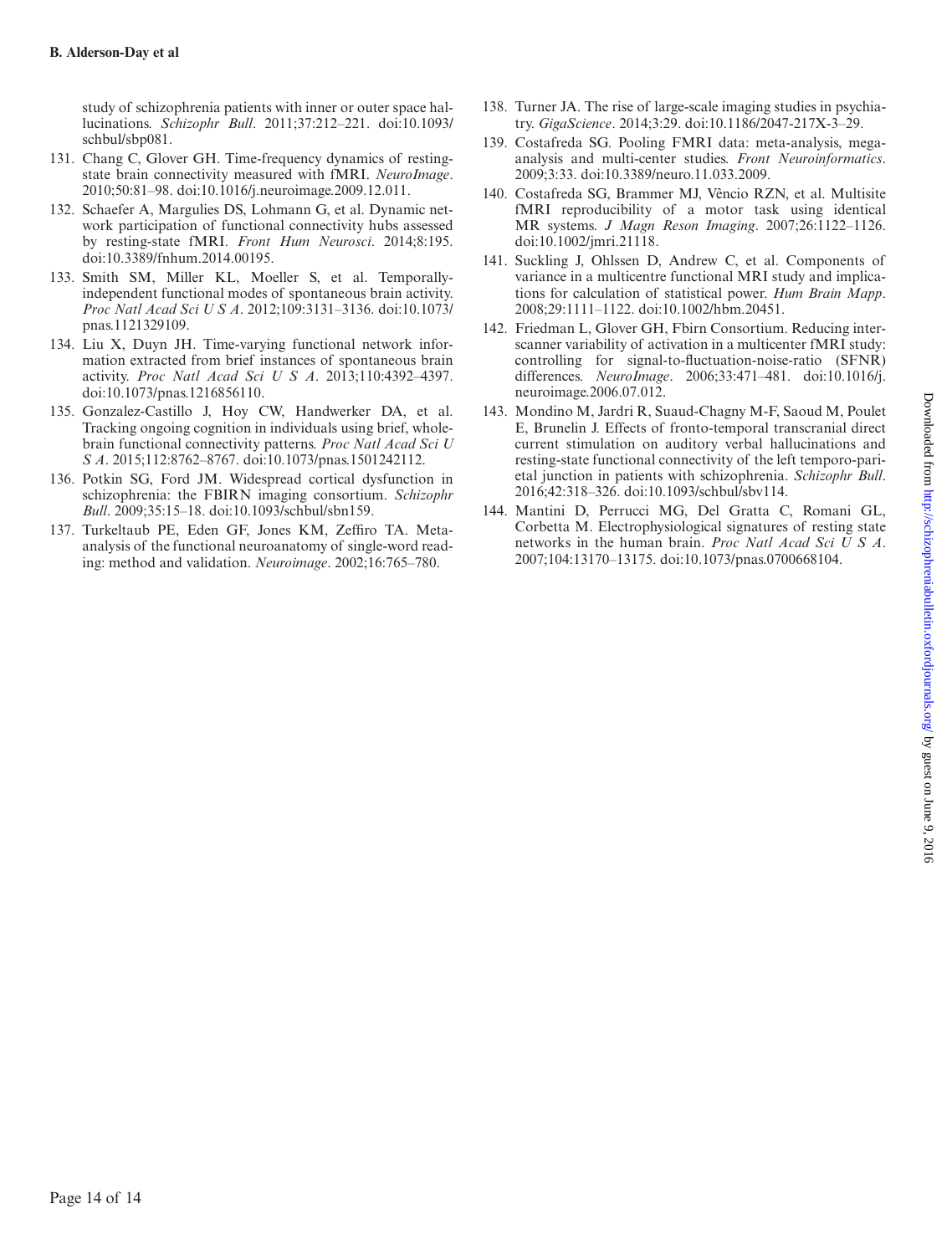study of schizophrenia patients with inner or outer space hallucinations. *Schizophr Bull*. 2011;37:212–221. doi:10.1093/schbul/sbp081.

131. Chang C, Glover GH. Time-frequency dynamics of resting-state brain connectivity measured with fMRI. *NeuroImage*. 2010;50:81–98. doi:10.1016/j.neuroimage.2009.12.011.
132. Schaefer A, Margulies DS, Lohmann G, et al. Dynamic network participation of functional connectivity hubs assessed by resting-state fMRI. *Front Hum Neurosci*. 2014;8:195. doi:10.3389/fnhum.2014.00195.
133. Smith SM, Miller KL, Moeller S, et al. Temporally-independent functional modes of spontaneous brain activity. *Proc Natl Acad Sci U S A*. 2012;109:3131–3136. doi:10.1073/pnas.1121329109.
134. Liu X, Duyn JH. Time-varying functional network information extracted from brief instances of spontaneous brain activity. *Proc Natl Acad Sci U S A*. 2013;110:4392–4397. doi:10.1073/pnas.1216856110.
135. Gonzalez-Castillo J, Hoy CW, Handwerker DA, et al. Tracking ongoing cognition in individuals using brief, whole-brain functional connectivity patterns. *Proc Natl Acad Sci U S A*. 2015;112:8762–8767. doi:10.1073/pnas.1501242112.
136. Potkin SG, Ford JM. Widespread cortical dysfunction in schizophrenia: the FBIRN imaging consortium. *Schizophr Bull*. 2009;35:15–18. doi:10.1093/schbul/sbn159.
137. Turkeltaub PE, Eden GF, Jones KM, Zeffiro TA. Meta-analysis of the functional neuroanatomy of single-word reading: method and validation. *Neuroimage*. 2002;16:765–780.
138. Turner JA. The rise of large-scale imaging studies in psychiatry. *GigaScience*. 2014;3:29. doi:10.1186/2047-217X-3–29.
139. Costafreda SG. Pooling FMRI data: meta-analysis, mega-analysis and multi-center studies. *Front Neuroinformatics*. 2009;3:33. doi:10.3389/neuro.11.033.2009.
140. Costafreda SG, Brammer MJ, Vêncio RZN, et al. Multisite fMRI reproducibility of a motor task using identical MR systems. *J Magn Reson Imaging*. 2007;26:1122–1126. doi:10.1002/jmri.21118.
141. Suckling J, Ohlssen D, Andrew C, et al. Components of variance in a multicentre functional MRI study and implications for calculation of statistical power. *Hum Brain Mapp*. 2008;29:1111–1122. doi:10.1002/hbm.20451.
142. Friedman L, Glover GH, Fbirn Consortium. Reducing inter-scanner variability of activation in a multicenter fMRI study: controlling for signal-to-fluctuation-noise-ratio (SFNR) differences. *NeuroImage*. 2006;33:471–481. doi:10.1016/j.neuroimage.2006.07.012.
143. Mondino M, Jardri R, Suaud-Chagny M-F, Saoud M, Poulet E, Brunelin J. Effects of fronto-temporal transcranial direct current stimulation on auditory verbal hallucinations and resting-state functional connectivity of the left temporo-parietal junction in patients with schizophrenia. *Schizophr Bull*. 2016;42:318–326. doi:10.1093/schbul/sbv114.
144. Mantini D, Perrucci MG, Del Gratta C, Romani GL, Corbetta M. Electrophysiological signatures of resting state networks in the human brain. *Proc Natl Acad Sci U S A*. 2007;104:13170–13175. doi:10.1073/pnas.0700668104.